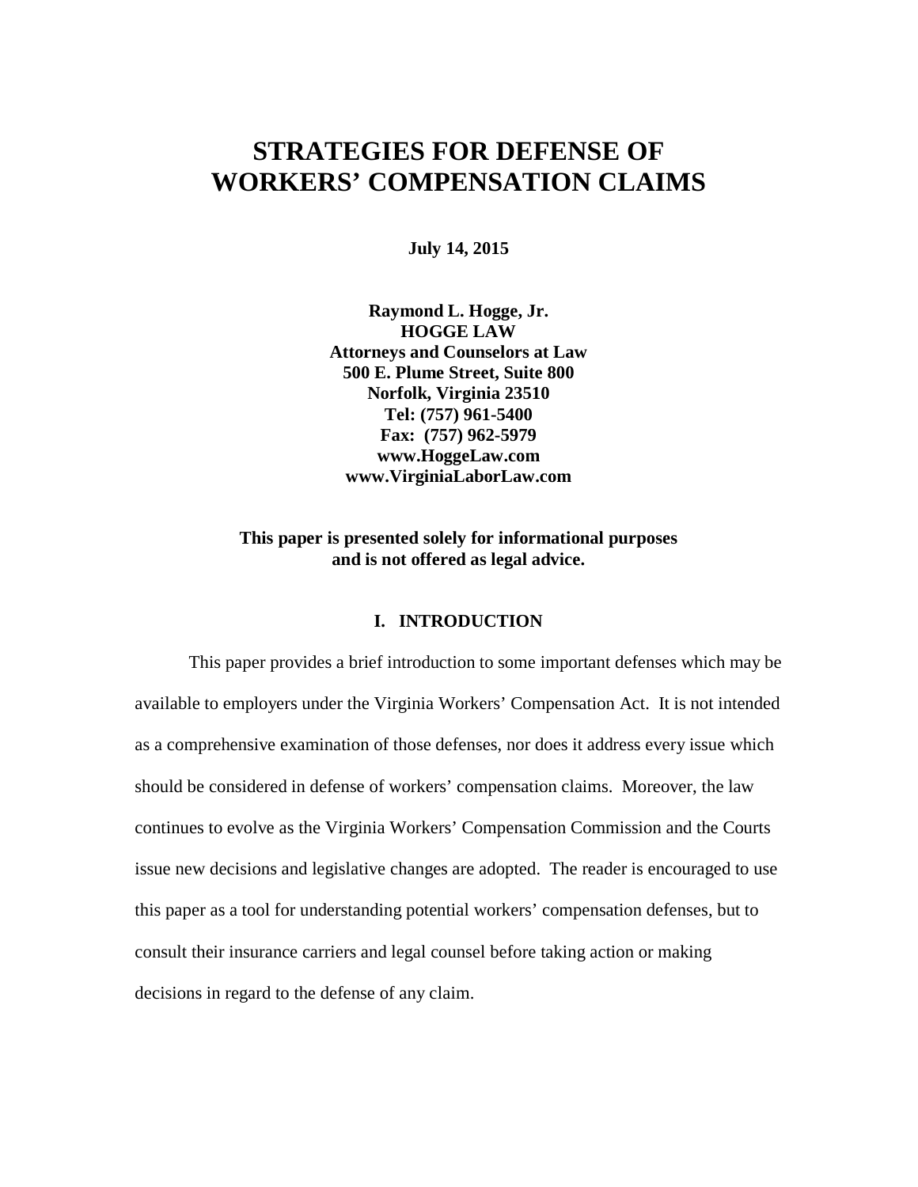# STRATEGIES FOR DEFENSE OF WORKERS' COMPENSATION CLAIMS

**July 14, 2015**

**Raymond L. Hogge, Jr.**
**HOGGE LAW**
**Attorneys and Counselors at Law**
**500 E. Plume Street, Suite 800**
**Norfolk, Virginia 23510**
**Tel: (757) 961-5400**
**Fax: (757) 962-5979**
**www.HoggeLaw.com**
**www.VirginiaLaborLaw.com**

**This paper is presented solely for informational purposes and is not offered as legal advice.**

## I. INTRODUCTION

This paper provides a brief introduction to some important defenses which may be available to employers under the Virginia Workers' Compensation Act. It is not intended as a comprehensive examination of those defenses, nor does it address every issue which should be considered in defense of workers' compensation claims. Moreover, the law continues to evolve as the Virginia Workers' Compensation Commission and the Courts issue new decisions and legislative changes are adopted. The reader is encouraged to use this paper as a tool for understanding potential workers' compensation defenses, but to consult their insurance carriers and legal counsel before taking action or making decisions in regard to the defense of any claim.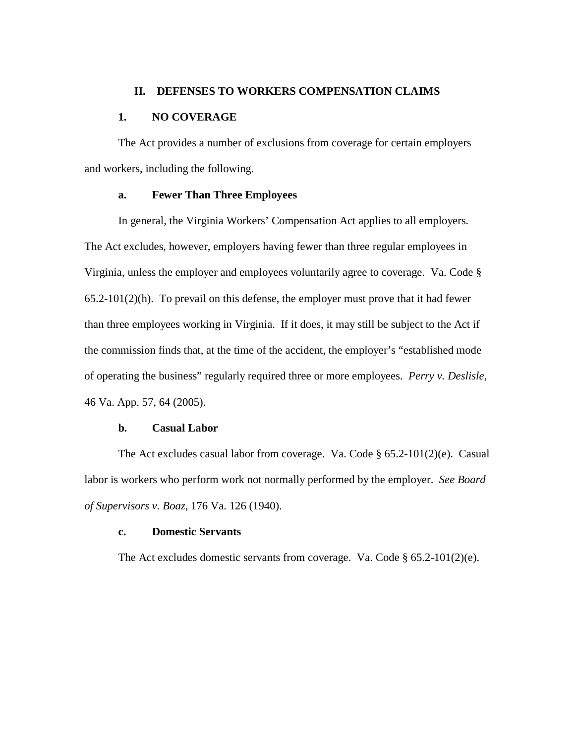## II. DEFENSES TO WORKERS COMPENSATION CLAIMS

### 1. NO COVERAGE

The Act provides a number of exclusions from coverage for certain employers and workers, including the following.

#### a. Fewer Than Three Employees

In general, the Virginia Workers' Compensation Act applies to all employers. The Act excludes, however, employers having fewer than three regular employees in Virginia, unless the employer and employees voluntarily agree to coverage. Va. Code § 65.2-101(2)(h). To prevail on this defense, the employer must prove that it had fewer than three employees working in Virginia. If it does, it may still be subject to the Act if the commission finds that, at the time of the accident, the employer's "established mode of operating the business" regularly required three or more employees. *Perry v. Deslisle*, 46 Va. App. 57, 64 (2005).

#### b. Casual Labor

The Act excludes casual labor from coverage. Va. Code § 65.2-101(2)(e). Casual labor is workers who perform work not normally performed by the employer. *See Board of Supervisors v. Boaz*, 176 Va. 126 (1940).

#### c. Domestic Servants

The Act excludes domestic servants from coverage. Va. Code § 65.2-101(2)(e).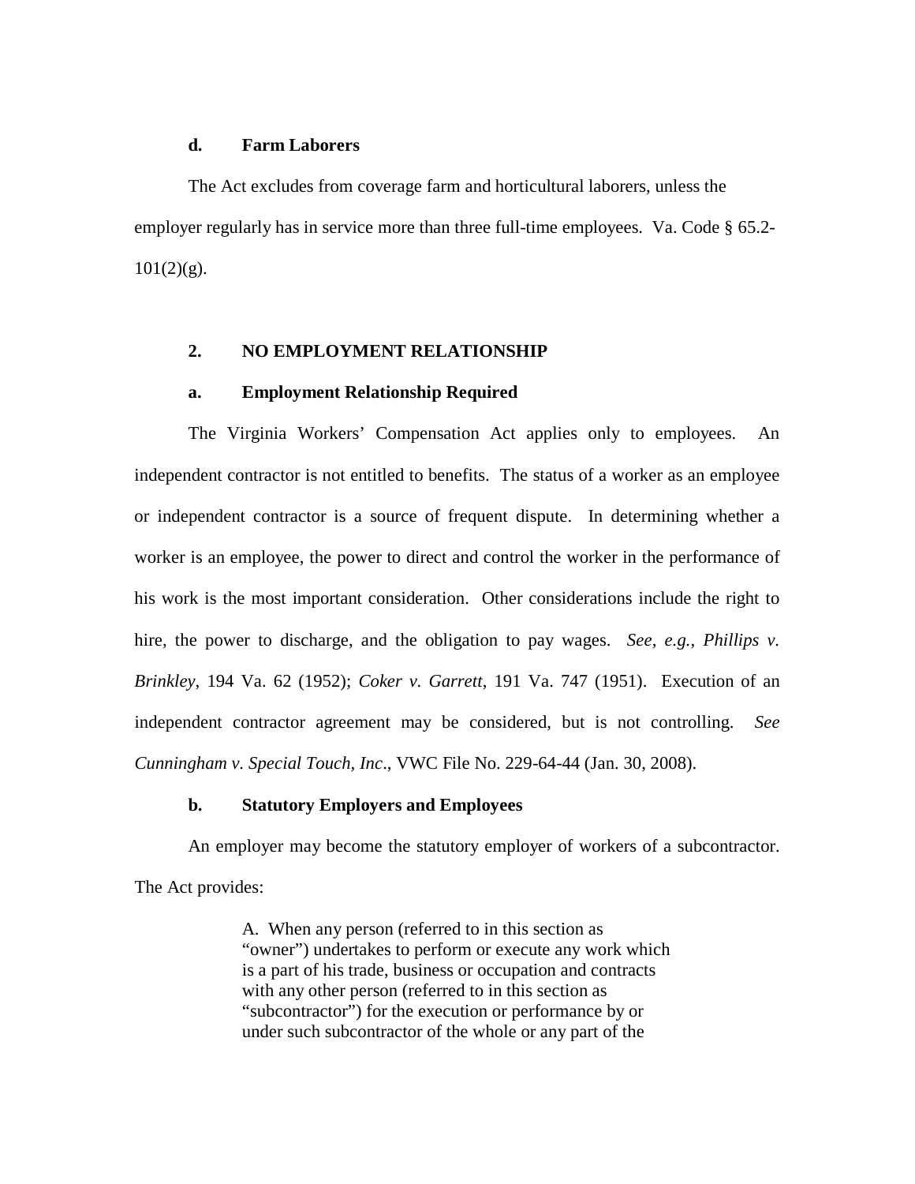#### d. Farm Laborers

The Act excludes from coverage farm and horticultural laborers, unless the employer regularly has in service more than three full-time employees. Va. Code § 65.2-101(2)(g).

### 2. NO EMPLOYMENT RELATIONSHIP

#### a. Employment Relationship Required

The Virginia Workers' Compensation Act applies only to employees. An independent contractor is not entitled to benefits. The status of a worker as an employee or independent contractor is a source of frequent dispute. In determining whether a worker is an employee, the power to direct and control the worker in the performance of his work is the most important consideration. Other considerations include the right to hire, the power to discharge, and the obligation to pay wages. *See, e.g., Phillips v. Brinkley*, 194 Va. 62 (1952); *Coker v. Garrett*, 191 Va. 747 (1951). Execution of an independent contractor agreement may be considered, but is not controlling. *See Cunningham v. Special Touch, Inc*., VWC File No. 229-64-44 (Jan. 30, 2008).

#### b. Statutory Employers and Employees

An employer may become the statutory employer of workers of a subcontractor. The Act provides:

> A. When any person (referred to in this section as "owner") undertakes to perform or execute any work which is a part of his trade, business or occupation and contracts with any other person (referred to in this section as "subcontractor") for the execution or performance by or under such subcontractor of the whole or any part of the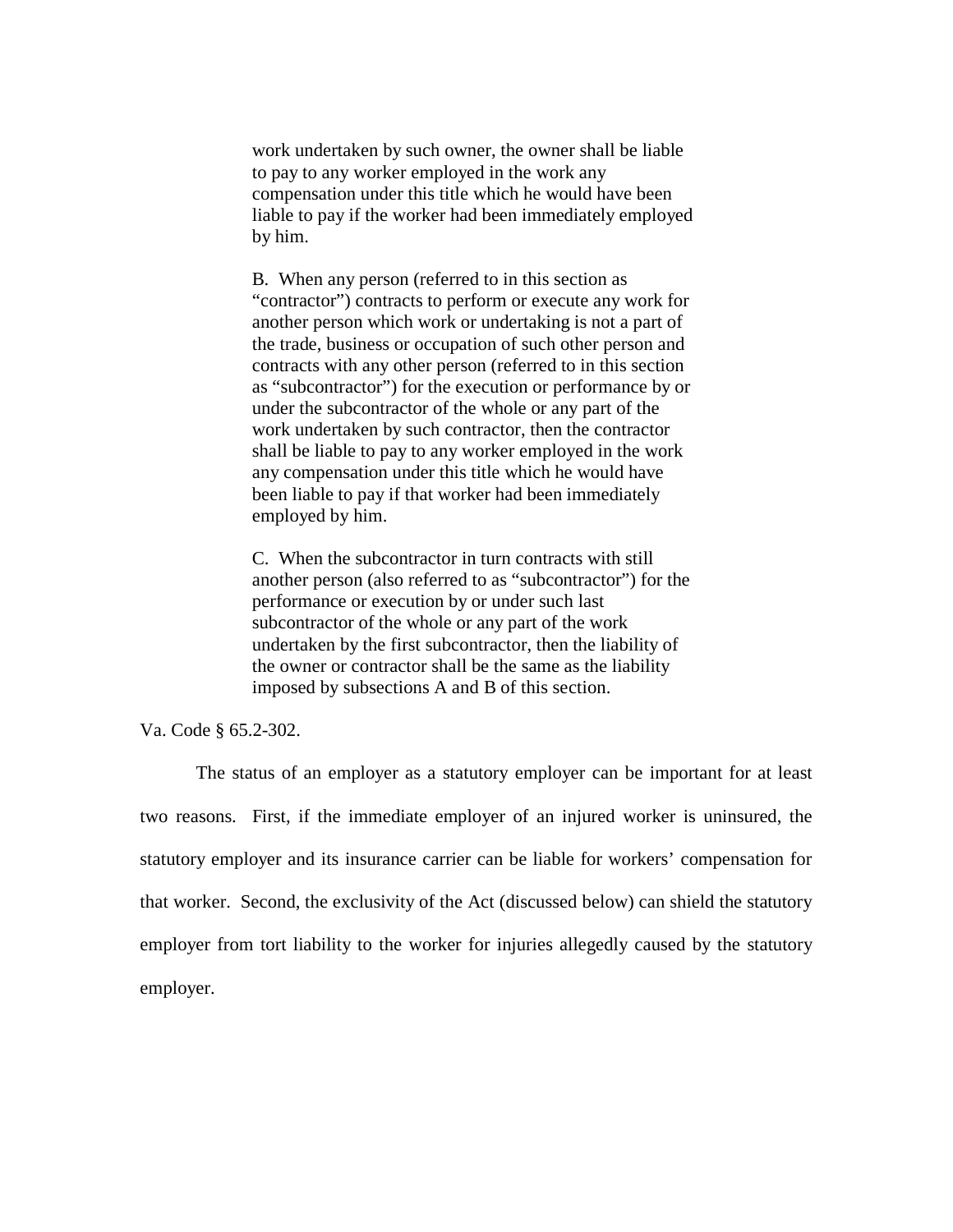> work undertaken by such owner, the owner shall be liable to pay to any worker employed in the work any compensation under this title which he would have been liable to pay if the worker had been immediately employed by him.
>
> B. When any person (referred to in this section as "contractor") contracts to perform or execute any work for another person which work or undertaking is not a part of the trade, business or occupation of such other person and contracts with any other person (referred to in this section as "subcontractor") for the execution or performance by or under the subcontractor of the whole or any part of the work undertaken by such contractor, then the contractor shall be liable to pay to any worker employed in the work any compensation under this title which he would have been liable to pay if that worker had been immediately employed by him.
>
> C. When the subcontractor in turn contracts with still another person (also referred to as "subcontractor") for the performance or execution by or under such last subcontractor of the whole or any part of the work undertaken by the first subcontractor, then the liability of the owner or contractor shall be the same as the liability imposed by subsections A and B of this section.

Va. Code § 65.2-302.

The status of an employer as a statutory employer can be important for at least two reasons. First, if the immediate employer of an injured worker is uninsured, the statutory employer and its insurance carrier can be liable for workers' compensation for that worker. Second, the exclusivity of the Act (discussed below) can shield the statutory employer from tort liability to the worker for injuries allegedly caused by the statutory employer.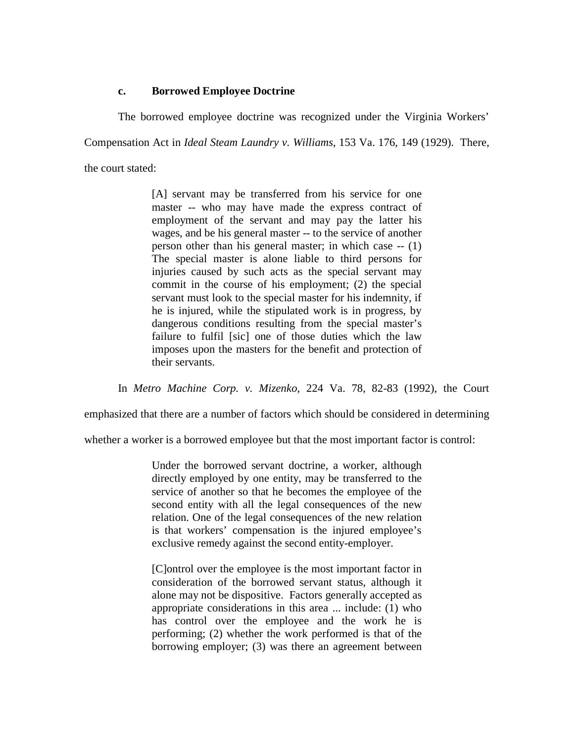### c. Borrowed Employee Doctrine

The borrowed employee doctrine was recognized under the Virginia Workers' Compensation Act in *Ideal Steam Laundry v. Williams*, 153 Va. 176, 149 (1929). There, the court stated:

> [A] servant may be transferred from his service for one master -- who may have made the express contract of employment of the servant and may pay the latter his wages, and be his general master -- to the service of another person other than his general master; in which case -- (1) The special master is alone liable to third persons for injuries caused by such acts as the special servant may commit in the course of his employment; (2) the special servant must look to the special master for his indemnity, if he is injured, while the stipulated work is in progress, by dangerous conditions resulting from the special master's failure to fulfil [sic] one of those duties which the law imposes upon the masters for the benefit and protection of their servants.

In *Metro Machine Corp. v. Mizenko*, 224 Va. 78, 82-83 (1992), the Court emphasized that there are a number of factors which should be considered in determining whether a worker is a borrowed employee but that the most important factor is control:

> Under the borrowed servant doctrine, a worker, although directly employed by one entity, may be transferred to the service of another so that he becomes the employee of the second entity with all the legal consequences of the new relation. One of the legal consequences of the new relation is that workers' compensation is the injured employee's exclusive remedy against the second entity-employer.
>
> [C]ontrol over the employee is the most important factor in consideration of the borrowed servant status, although it alone may not be dispositive. Factors generally accepted as appropriate considerations in this area ... include: (1) who has control over the employee and the work he is performing; (2) whether the work performed is that of the borrowing employer; (3) was there an agreement between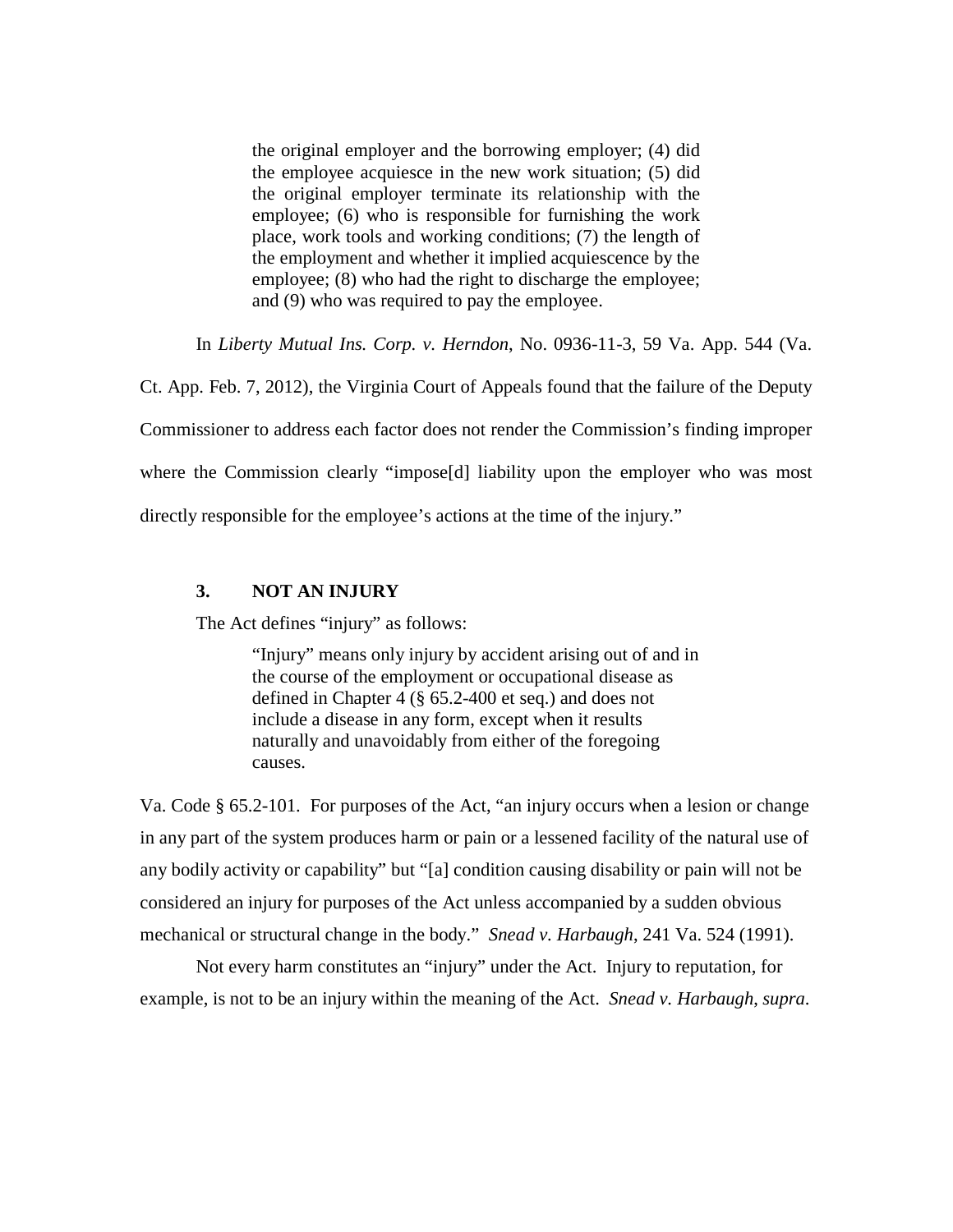> the original employer and the borrowing employer; (4) did the employee acquiesce in the new work situation; (5) did the original employer terminate its relationship with the employee; (6) who is responsible for furnishing the work place, work tools and working conditions; (7) the length of the employment and whether it implied acquiescence by the employee; (8) who had the right to discharge the employee; and (9) who was required to pay the employee.

In *Liberty Mutual Ins. Corp. v. Herndon*, No. 0936-11-3, 59 Va. App. 544 (Va. Ct. App. Feb. 7, 2012), the Virginia Court of Appeals found that the failure of the Deputy Commissioner to address each factor does not render the Commission's finding improper where the Commission clearly "impose[d] liability upon the employer who was most directly responsible for the employee's actions at the time of the injury."

### 3. NOT AN INJURY

The Act defines "injury" as follows:

> "Injury" means only injury by accident arising out of and in the course of the employment or occupational disease as defined in Chapter 4 (§ 65.2-400 et seq.) and does not include a disease in any form, except when it results naturally and unavoidably from either of the foregoing causes.

Va. Code § 65.2-101. For purposes of the Act, "an injury occurs when a lesion or change in any part of the system produces harm or pain or a lessened facility of the natural use of any bodily activity or capability" but "[a] condition causing disability or pain will not be considered an injury for purposes of the Act unless accompanied by a sudden obvious mechanical or structural change in the body." *Snead v. Harbaugh*, 241 Va. 524 (1991).

Not every harm constitutes an "injury" under the Act. Injury to reputation, for example, is not to be an injury within the meaning of the Act. *Snead v. Harbaugh*, *supra*.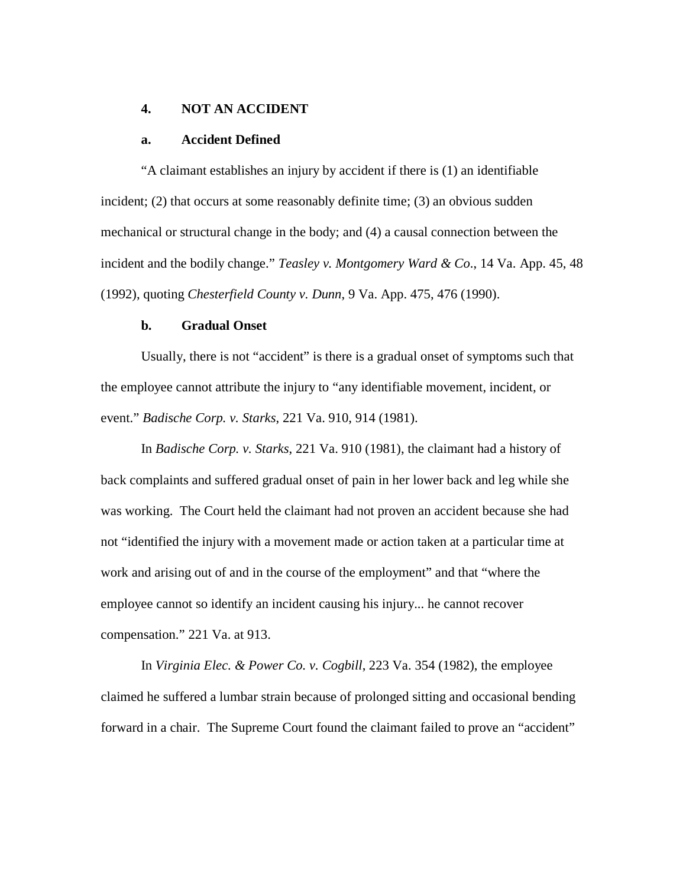**4. NOT AN ACCIDENT**

**a. Accident Defined**

"A claimant establishes an injury by accident if there is (1) an identifiable incident; (2) that occurs at some reasonably definite time; (3) an obvious sudden mechanical or structural change in the body; and (4) a causal connection between the incident and the bodily change." *Teasley v. Montgomery Ward & Co*., 14 Va. App. 45, 48 (1992), quoting *Chesterfield County v. Dunn*, 9 Va. App. 475, 476 (1990).

**b. Gradual Onset**

Usually, there is not "accident" is there is a gradual onset of symptoms such that the employee cannot attribute the injury to "any identifiable movement, incident, or event." *Badische Corp. v. Starks*, 221 Va. 910, 914 (1981).

In *Badische Corp. v. Starks*, 221 Va. 910 (1981), the claimant had a history of back complaints and suffered gradual onset of pain in her lower back and leg while she was working. The Court held the claimant had not proven an accident because she had not "identified the injury with a movement made or action taken at a particular time at work and arising out of and in the course of the employment" and that "where the employee cannot so identify an incident causing his injury... he cannot recover compensation." 221 Va. at 913.

In *Virginia Elec. & Power Co. v. Cogbill*, 223 Va. 354 (1982), the employee claimed he suffered a lumbar strain because of prolonged sitting and occasional bending forward in a chair. The Supreme Court found the claimant failed to prove an "accident"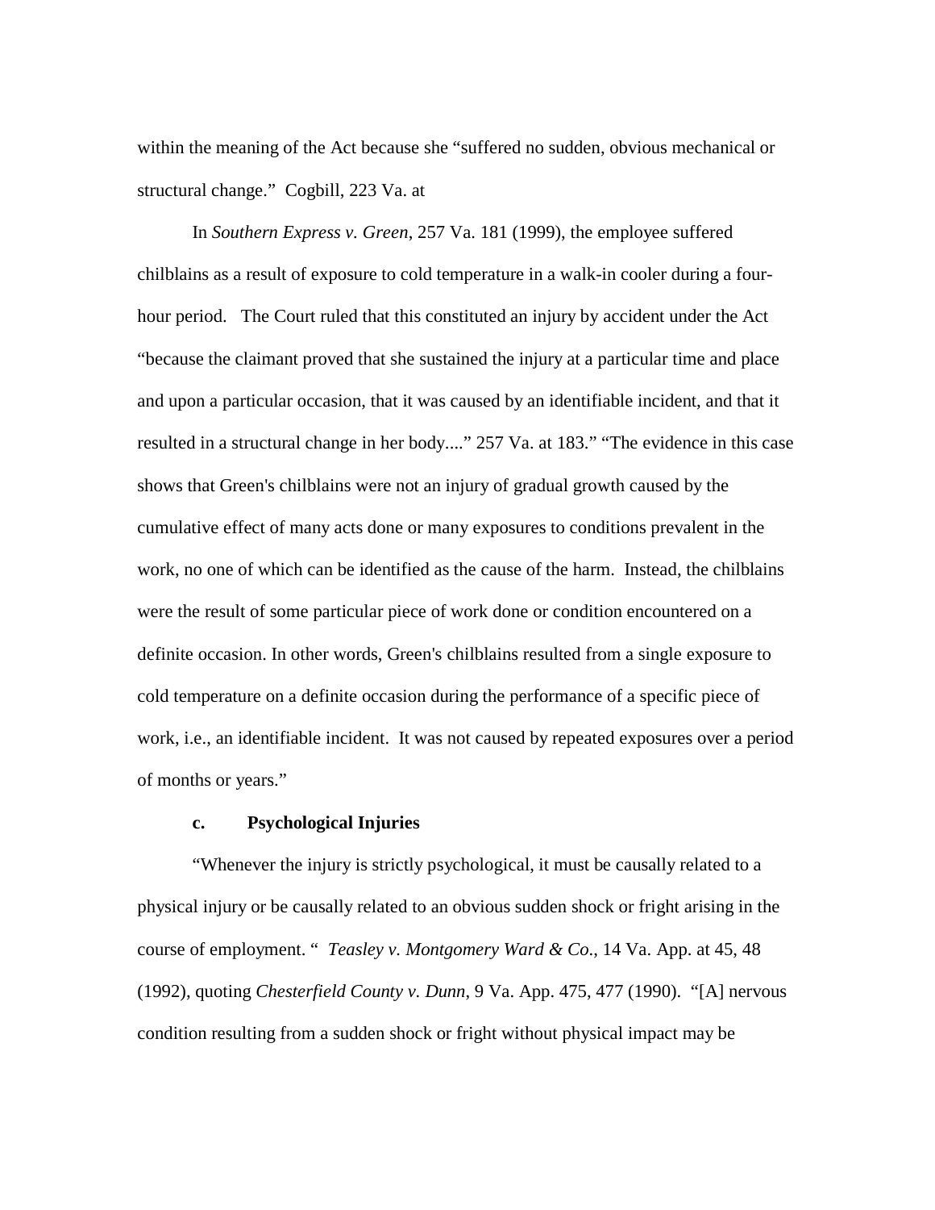within the meaning of the Act because she "suffered no sudden, obvious mechanical or structural change." Cogbill, 223 Va. at

In *Southern Express v. Green*, 257 Va. 181 (1999), the employee suffered chilblains as a result of exposure to cold temperature in a walk-in cooler during a four-hour period. The Court ruled that this constituted an injury by accident under the Act "because the claimant proved that she sustained the injury at a particular time and place and upon a particular occasion, that it was caused by an identifiable incident, and that it resulted in a structural change in her body...." 257 Va. at 183." "The evidence in this case shows that Green's chilblains were not an injury of gradual growth caused by the cumulative effect of many acts done or many exposures to conditions prevalent in the work, no one of which can be identified as the cause of the harm. Instead, the chilblains were the result of some particular piece of work done or condition encountered on a definite occasion. In other words, Green's chilblains resulted from a single exposure to cold temperature on a definite occasion during the performance of a specific piece of work, i.e., an identifiable incident. It was not caused by repeated exposures over a period of months or years."

**c. Psychological Injuries**

"Whenever the injury is strictly psychological, it must be causally related to a physical injury or be causally related to an obvious sudden shock or fright arising in the course of employment. " *Teasley v. Montgomery Ward & Co.*, 14 Va. App. at 45, 48 (1992), quoting *Chesterfield County v. Dunn*, 9 Va. App. 475, 477 (1990). "[A] nervous condition resulting from a sudden shock or fright without physical impact may be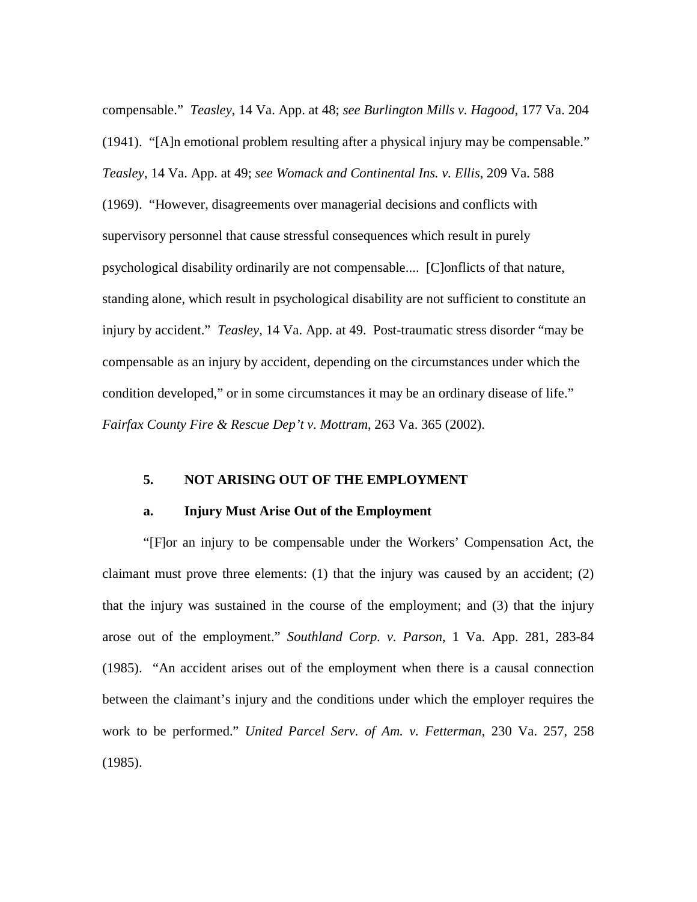compensable." *Teasley*, 14 Va. App. at 48; *see Burlington Mills v. Hagood*, 177 Va. 204 (1941). "[A]n emotional problem resulting after a physical injury may be compensable." *Teasley*, 14 Va. App. at 49; *see Womack and Continental Ins. v. Ellis*, 209 Va. 588 (1969). "However, disagreements over managerial decisions and conflicts with supervisory personnel that cause stressful consequences which result in purely psychological disability ordinarily are not compensable.... [C]onflicts of that nature, standing alone, which result in psychological disability are not sufficient to constitute an injury by accident." *Teasley*, 14 Va. App. at 49. Post-traumatic stress disorder "may be compensable as an injury by accident, depending on the circumstances under which the condition developed," or in some circumstances it may be an ordinary disease of life." *Fairfax County Fire & Rescue Dep't v. Mottram*, 263 Va. 365 (2002).

### 5. NOT ARISING OUT OF THE EMPLOYMENT

#### a. Injury Must Arise Out of the Employment

"[F]or an injury to be compensable under the Workers' Compensation Act, the claimant must prove three elements: (1) that the injury was caused by an accident; (2) that the injury was sustained in the course of the employment; and (3) that the injury arose out of the employment." *Southland Corp. v. Parson*, 1 Va. App. 281, 283-84 (1985). "An accident arises out of the employment when there is a causal connection between the claimant's injury and the conditions under which the employer requires the work to be performed." *United Parcel Serv. of Am. v. Fetterman*, 230 Va. 257, 258 (1985).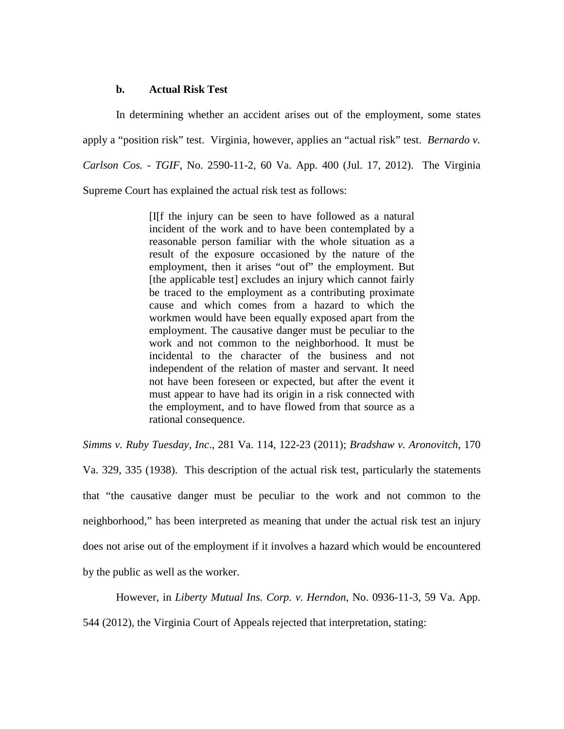### b. Actual Risk Test

In determining whether an accident arises out of the employment, some states apply a "position risk" test. Virginia, however, applies an "actual risk" test. *Bernardo v. Carlson Cos. - TGIF*, No. 2590-11-2, 60 Va. App. 400 (Jul. 17, 2012). The Virginia Supreme Court has explained the actual risk test as follows:

> [I[f the injury can be seen to have followed as a natural incident of the work and to have been contemplated by a reasonable person familiar with the whole situation as a result of the exposure occasioned by the nature of the employment, then it arises "out of" the employment. But [the applicable test] excludes an injury which cannot fairly be traced to the employment as a contributing proximate cause and which comes from a hazard to which the workmen would have been equally exposed apart from the employment. The causative danger must be peculiar to the work and not common to the neighborhood. It must be incidental to the character of the business and not independent of the relation of master and servant. It need not have been foreseen or expected, but after the event it must appear to have had its origin in a risk connected with the employment, and to have flowed from that source as a rational consequence.

*Simms v. Ruby Tuesday, Inc*., 281 Va. 114, 122-23 (2011); *Bradshaw v. Aronovitch*, 170 Va. 329, 335 (1938). This description of the actual risk test, particularly the statements that "the causative danger must be peculiar to the work and not common to the neighborhood," has been interpreted as meaning that under the actual risk test an injury does not arise out of the employment if it involves a hazard which would be encountered by the public as well as the worker.

However, in *Liberty Mutual Ins. Corp. v. Herndon*, No. 0936-11-3, 59 Va. App. 544 (2012), the Virginia Court of Appeals rejected that interpretation, stating: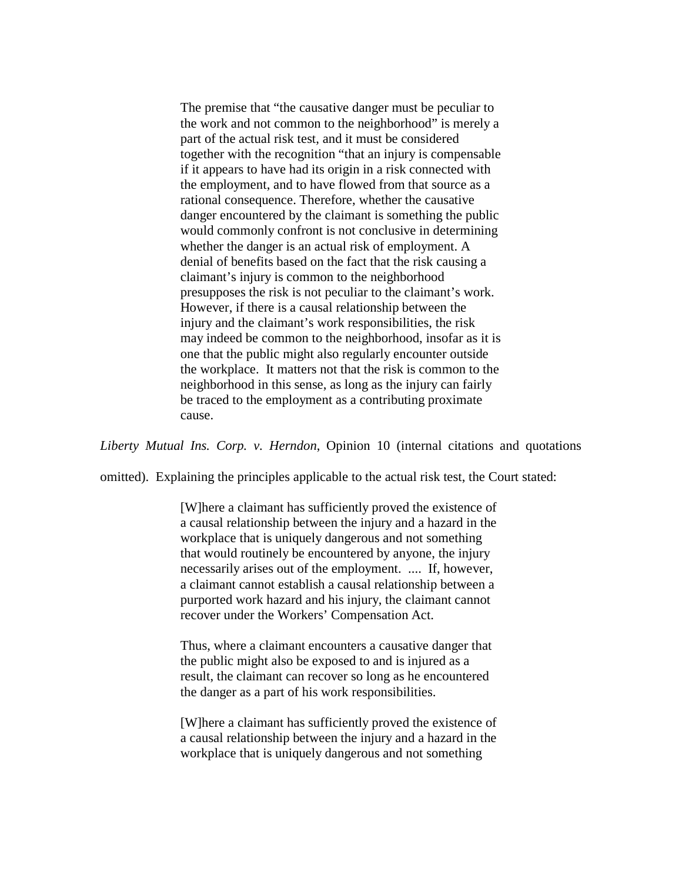> The premise that "the causative danger must be peculiar to the work and not common to the neighborhood" is merely a part of the actual risk test, and it must be considered together with the recognition "that an injury is compensable if it appears to have had its origin in a risk connected with the employment, and to have flowed from that source as a rational consequence. Therefore, whether the causative danger encountered by the claimant is something the public would commonly confront is not conclusive in determining whether the danger is an actual risk of employment. A denial of benefits based on the fact that the risk causing a claimant's injury is common to the neighborhood presupposes the risk is not peculiar to the claimant's work. However, if there is a causal relationship between the injury and the claimant's work responsibilities, the risk may indeed be common to the neighborhood, insofar as it is one that the public might also regularly encounter outside the workplace. It matters not that the risk is common to the neighborhood in this sense, as long as the injury can fairly be traced to the employment as a contributing proximate cause.

*Liberty Mutual Ins. Corp. v. Herndon*, Opinion 10 (internal citations and quotations omitted). Explaining the principles applicable to the actual risk test, the Court stated:

> [W]here a claimant has sufficiently proved the existence of a causal relationship between the injury and a hazard in the workplace that is uniquely dangerous and not something that would routinely be encountered by anyone, the injury necessarily arises out of the employment. .... If, however, a claimant cannot establish a causal relationship between a purported work hazard and his injury, the claimant cannot recover under the Workers' Compensation Act.
>
> Thus, where a claimant encounters a causative danger that the public might also be exposed to and is injured as a result, the claimant can recover so long as he encountered the danger as a part of his work responsibilities.
>
> [W]here a claimant has sufficiently proved the existence of a causal relationship between the injury and a hazard in the workplace that is uniquely dangerous and not something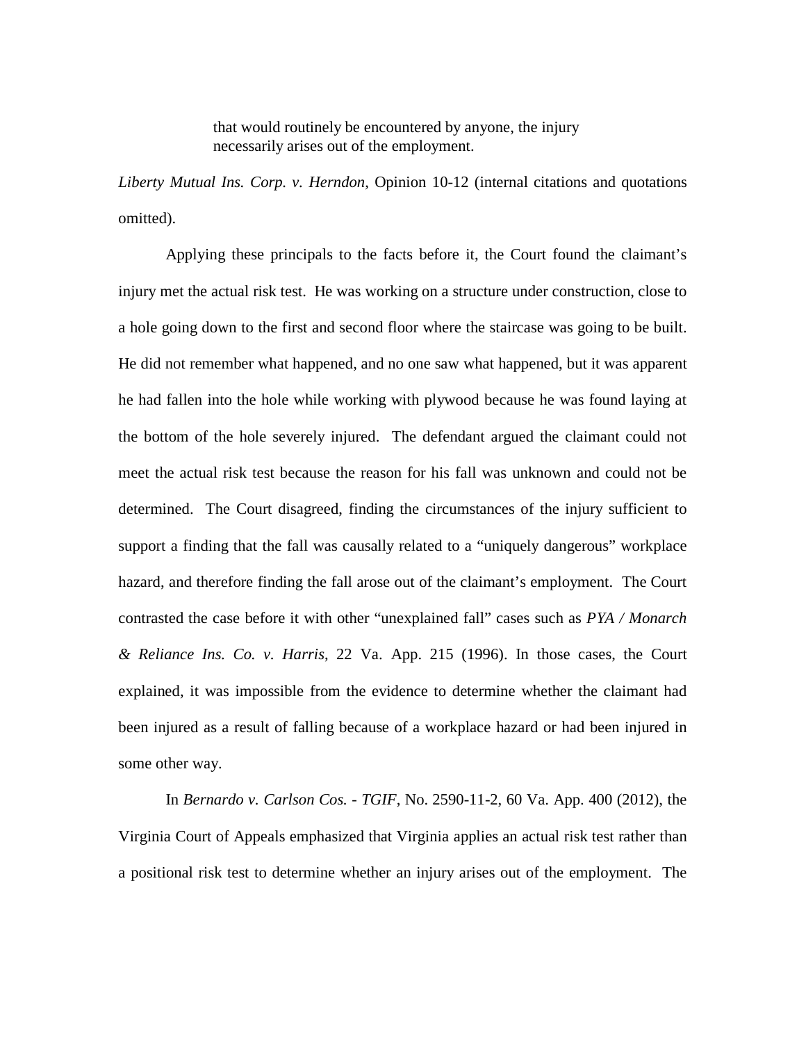> that would routinely be encountered by anyone, the injury necessarily arises out of the employment.

*Liberty Mutual Ins. Corp. v. Herndon*, Opinion 10-12 (internal citations and quotations omitted).

Applying these principals to the facts before it, the Court found the claimant's injury met the actual risk test. He was working on a structure under construction, close to a hole going down to the first and second floor where the staircase was going to be built. He did not remember what happened, and no one saw what happened, but it was apparent he had fallen into the hole while working with plywood because he was found laying at the bottom of the hole severely injured. The defendant argued the claimant could not meet the actual risk test because the reason for his fall was unknown and could not be determined. The Court disagreed, finding the circumstances of the injury sufficient to support a finding that the fall was causally related to a "uniquely dangerous" workplace hazard, and therefore finding the fall arose out of the claimant's employment. The Court contrasted the case before it with other "unexplained fall" cases such as *PYA / Monarch & Reliance Ins. Co. v. Harris*, 22 Va. App. 215 (1996). In those cases, the Court explained, it was impossible from the evidence to determine whether the claimant had been injured as a result of falling because of a workplace hazard or had been injured in some other way.

In *Bernardo v. Carlson Cos. - TGIF*, No. 2590-11-2, 60 Va. App. 400 (2012), the Virginia Court of Appeals emphasized that Virginia applies an actual risk test rather than a positional risk test to determine whether an injury arises out of the employment. The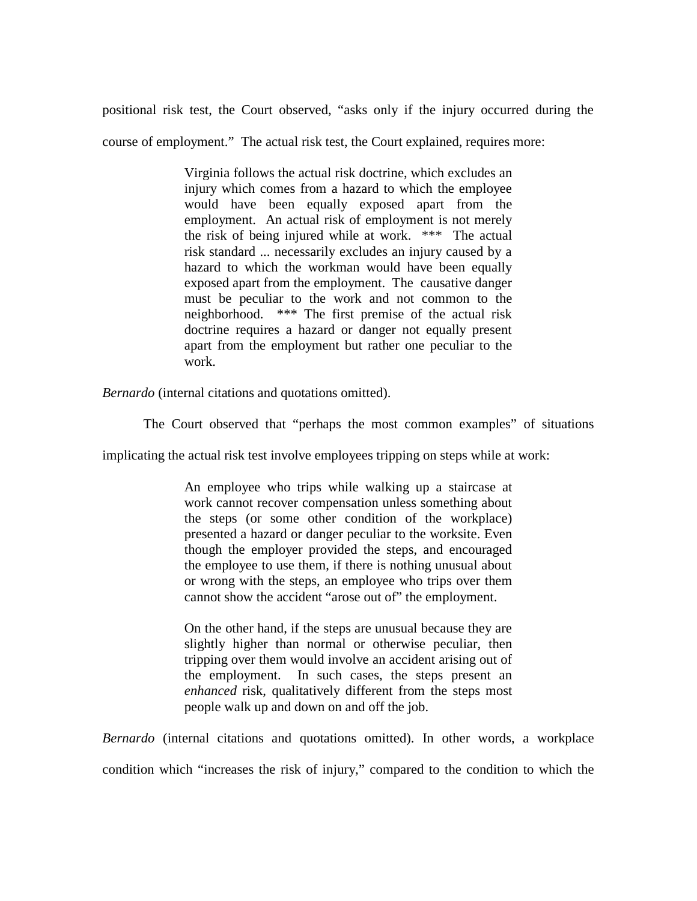positional risk test, the Court observed, "asks only if the injury occurred during the course of employment." The actual risk test, the Court explained, requires more:

> Virginia follows the actual risk doctrine, which excludes an injury which comes from a hazard to which the employee would have been equally exposed apart from the employment. An actual risk of employment is not merely the risk of being injured while at work. *** The actual risk standard ... necessarily excludes an injury caused by a hazard to which the workman would have been equally exposed apart from the employment. The causative danger must be peculiar to the work and not common to the neighborhood. *** The first premise of the actual risk doctrine requires a hazard or danger not equally present apart from the employment but rather one peculiar to the work.

*Bernardo* (internal citations and quotations omitted).

The Court observed that "perhaps the most common examples" of situations implicating the actual risk test involve employees tripping on steps while at work:

> An employee who trips while walking up a staircase at work cannot recover compensation unless something about the steps (or some other condition of the workplace) presented a hazard or danger peculiar to the worksite. Even though the employer provided the steps, and encouraged the employee to use them, if there is nothing unusual about or wrong with the steps, an employee who trips over them cannot show the accident "arose out of" the employment.
>
> On the other hand, if the steps are unusual because they are slightly higher than normal or otherwise peculiar, then tripping over them would involve an accident arising out of the employment. In such cases, the steps present an *enhanced* risk, qualitatively different from the steps most people walk up and down on and off the job.

*Bernardo* (internal citations and quotations omitted). In other words, a workplace condition which "increases the risk of injury," compared to the condition to which the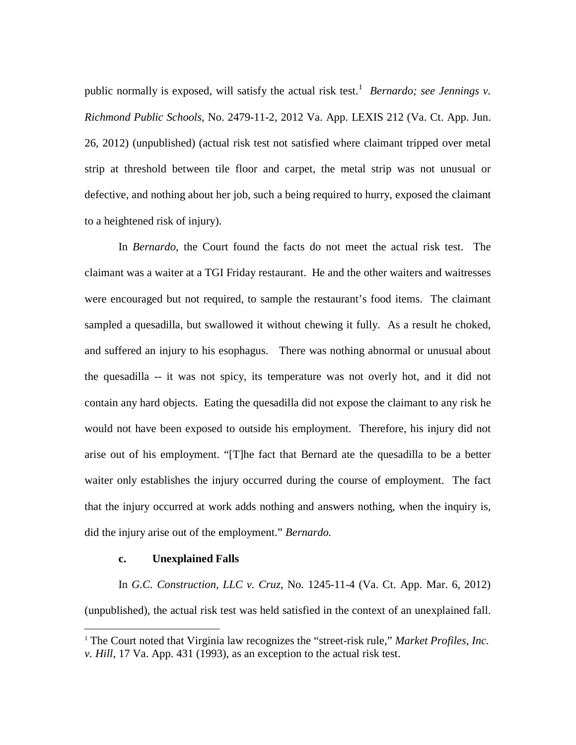public normally is exposed, will satisfy the actual risk test.[1] *Bernardo; see Jennings v. Richmond Public Schools,* No. 2479-11-2, 2012 Va. App. LEXIS 212 (Va. Ct. App. Jun. 26, 2012) (unpublished) (actual risk test not satisfied where claimant tripped over metal strip at threshold between tile floor and carpet, the metal strip was not unusual or defective, and nothing about her job, such a being required to hurry, exposed the claimant to a heightened risk of injury).

In *Bernardo*, the Court found the facts do not meet the actual risk test. The claimant was a waiter at a TGI Friday restaurant. He and the other waiters and waitresses were encouraged but not required, to sample the restaurant's food items. The claimant sampled a quesadilla, but swallowed it without chewing it fully. As a result he choked, and suffered an injury to his esophagus. There was nothing abnormal or unusual about the quesadilla -- it was not spicy, its temperature was not overly hot, and it did not contain any hard objects. Eating the quesadilla did not expose the claimant to any risk he would not have been exposed to outside his employment. Therefore, his injury did not arise out of his employment. "[T]he fact that Bernard ate the quesadilla to be a better waiter only establishes the injury occurred during the course of employment. The fact that the injury occurred at work adds nothing and answers nothing, when the inquiry is, did the injury arise out of the employment." *Bernardo.*

**c. Unexplained Falls**

In *G.C. Construction, LLC v. Cruz*, No. 1245-11-4 (Va. Ct. App. Mar. 6, 2012) (unpublished), the actual risk test was held satisfied in the context of an unexplained fall.

[1] The Court noted that Virginia law recognizes the "street-risk rule," *Market Profiles, Inc. v. Hill*, 17 Va. App. 431 (1993), as an exception to the actual risk test.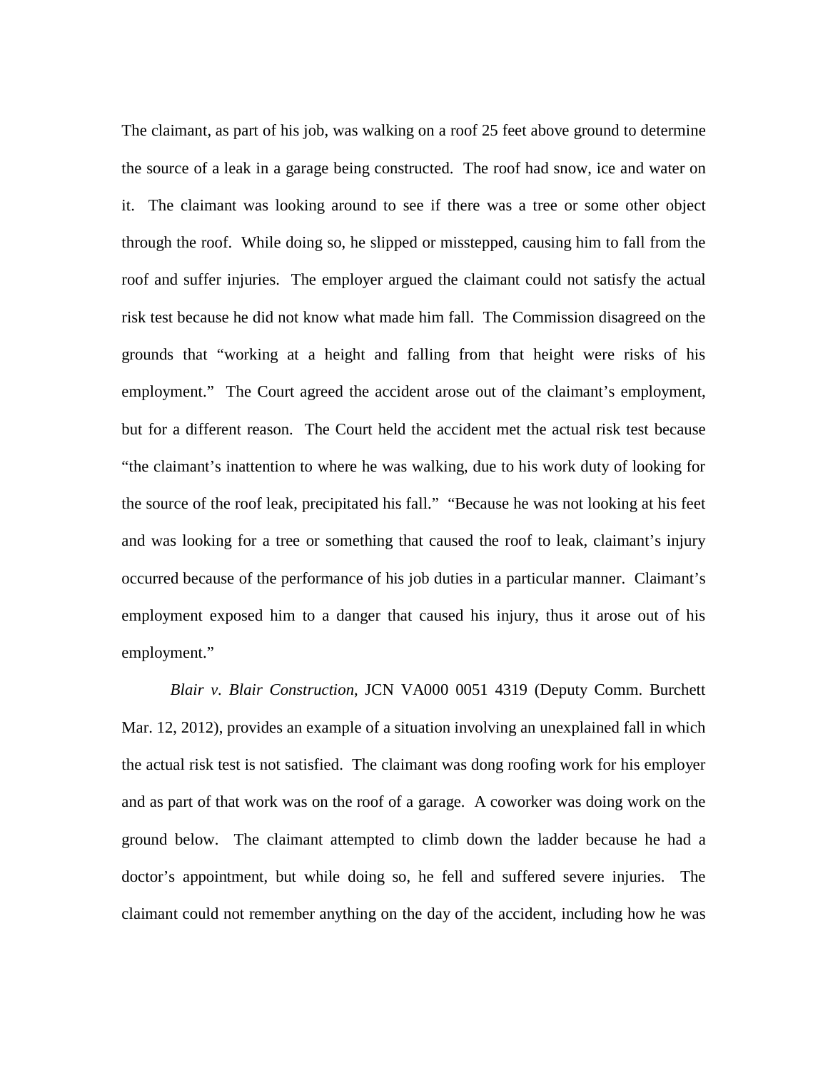The claimant, as part of his job, was walking on a roof 25 feet above ground to determine the source of a leak in a garage being constructed. The roof had snow, ice and water on it. The claimant was looking around to see if there was a tree or some other object through the roof. While doing so, he slipped or misstepped, causing him to fall from the roof and suffer injuries. The employer argued the claimant could not satisfy the actual risk test because he did not know what made him fall. The Commission disagreed on the grounds that "working at a height and falling from that height were risks of his employment." The Court agreed the accident arose out of the claimant's employment, but for a different reason. The Court held the accident met the actual risk test because "the claimant's inattention to where he was walking, due to his work duty of looking for the source of the roof leak, precipitated his fall." "Because he was not looking at his feet and was looking for a tree or something that caused the roof to leak, claimant's injury occurred because of the performance of his job duties in a particular manner. Claimant's employment exposed him to a danger that caused his injury, thus it arose out of his employment."

*Blair v. Blair Construction*, JCN VA000 0051 4319 (Deputy Comm. Burchett Mar. 12, 2012), provides an example of a situation involving an unexplained fall in which the actual risk test is not satisfied. The claimant was dong roofing work for his employer and as part of that work was on the roof of a garage. A coworker was doing work on the ground below. The claimant attempted to climb down the ladder because he had a doctor's appointment, but while doing so, he fell and suffered severe injuries. The claimant could not remember anything on the day of the accident, including how he was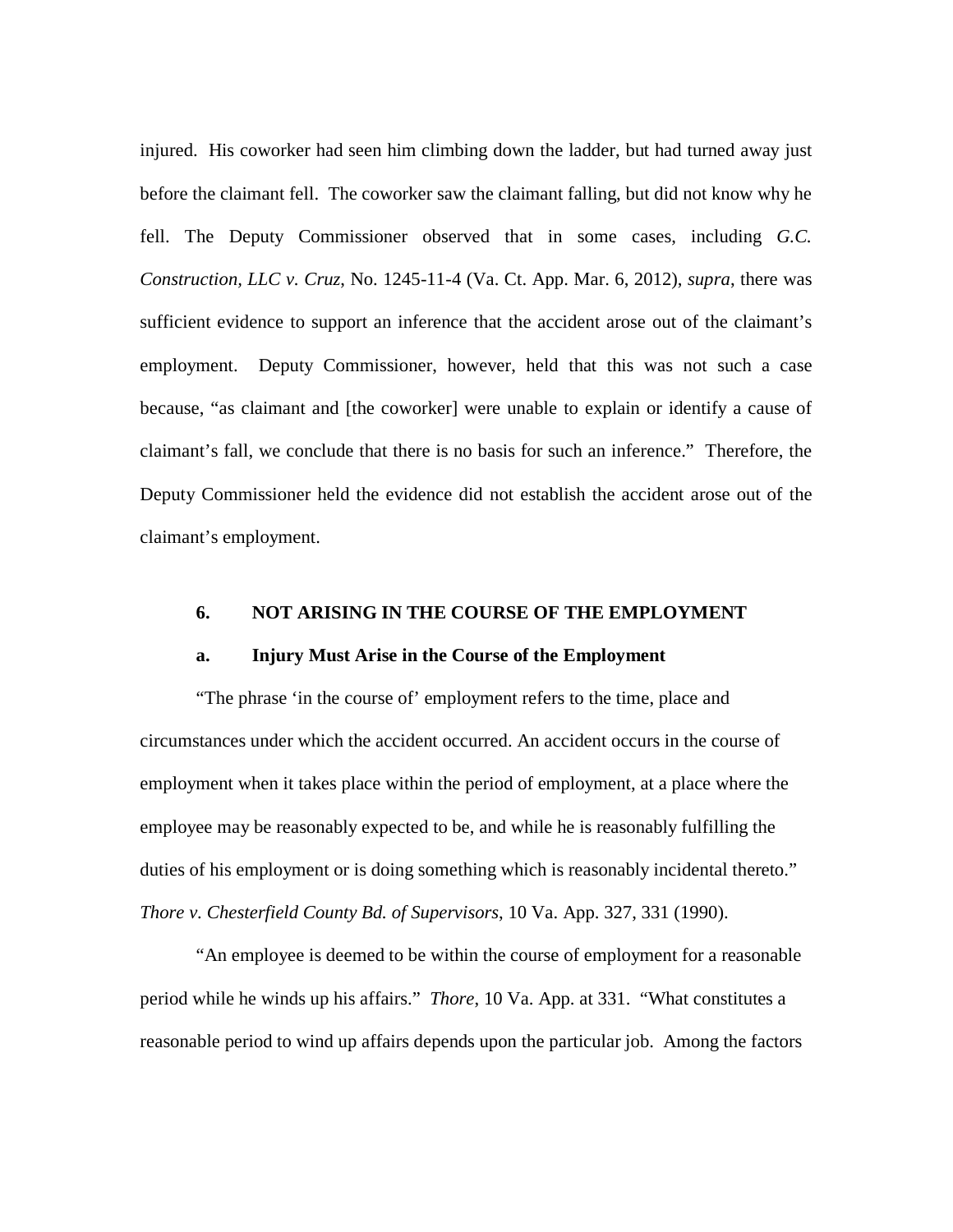injured. His coworker had seen him climbing down the ladder, but had turned away just before the claimant fell. The coworker saw the claimant falling, but did not know why he fell. The Deputy Commissioner observed that in some cases, including *G.C. Construction, LLC v. Cruz*, No. 1245-11-4 (Va. Ct. App. Mar. 6, 2012), *supra*, there was sufficient evidence to support an inference that the accident arose out of the claimant's employment. Deputy Commissioner, however, held that this was not such a case because, "as claimant and [the coworker] were unable to explain or identify a cause of claimant's fall, we conclude that there is no basis for such an inference." Therefore, the Deputy Commissioner held the evidence did not establish the accident arose out of the claimant's employment.

### 6. NOT ARISING IN THE COURSE OF THE EMPLOYMENT

#### a. Injury Must Arise in the Course of the Employment

"The phrase 'in the course of' employment refers to the time, place and circumstances under which the accident occurred. An accident occurs in the course of employment when it takes place within the period of employment, at a place where the employee may be reasonably expected to be, and while he is reasonably fulfilling the duties of his employment or is doing something which is reasonably incidental thereto." *Thore v. Chesterfield County Bd. of Supervisors*, 10 Va. App. 327, 331 (1990).

"An employee is deemed to be within the course of employment for a reasonable period while he winds up his affairs." *Thore*, 10 Va. App. at 331. "What constitutes a reasonable period to wind up affairs depends upon the particular job. Among the factors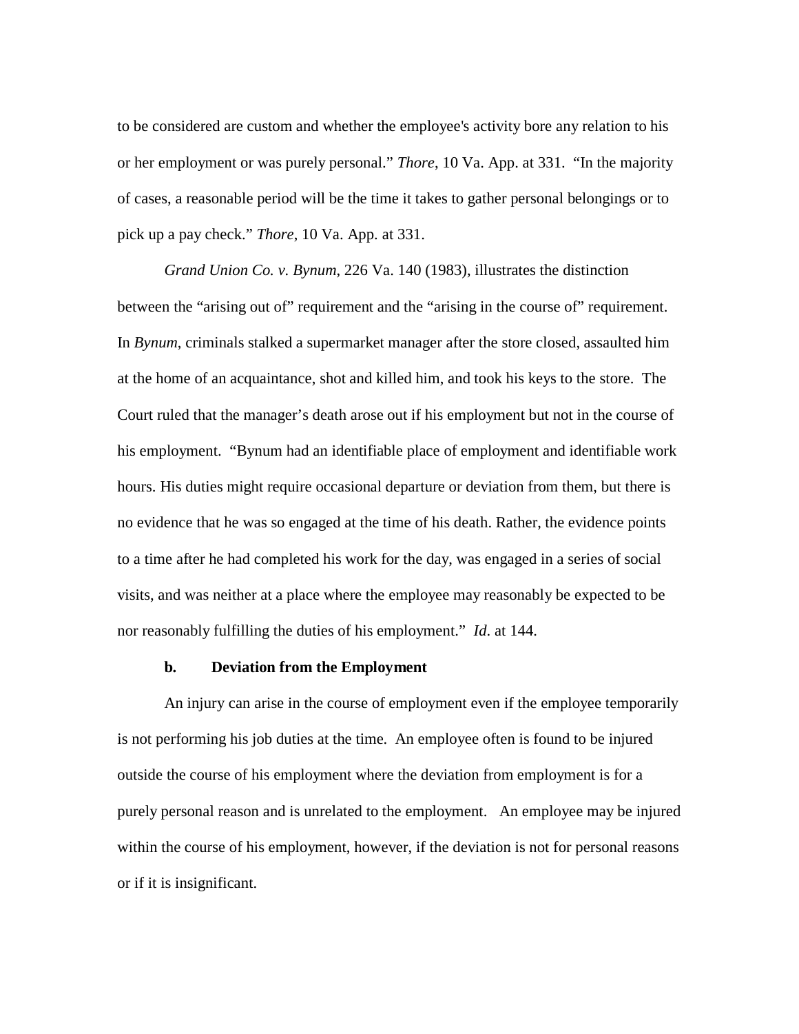to be considered are custom and whether the employee's activity bore any relation to his or her employment or was purely personal." *Thore*, 10 Va. App. at 331. "In the majority of cases, a reasonable period will be the time it takes to gather personal belongings or to pick up a pay check." *Thore*, 10 Va. App. at 331.

*Grand Union Co. v. Bynum*, 226 Va. 140 (1983), illustrates the distinction between the "arising out of" requirement and the "arising in the course of" requirement. In *Bynum*, criminals stalked a supermarket manager after the store closed, assaulted him at the home of an acquaintance, shot and killed him, and took his keys to the store. The Court ruled that the manager's death arose out if his employment but not in the course of his employment. "Bynum had an identifiable place of employment and identifiable work hours. His duties might require occasional departure or deviation from them, but there is no evidence that he was so engaged at the time of his death. Rather, the evidence points to a time after he had completed his work for the day, was engaged in a series of social visits, and was neither at a place where the employee may reasonably be expected to be nor reasonably fulfilling the duties of his employment." *Id*. at 144.

**b. Deviation from the Employment**

An injury can arise in the course of employment even if the employee temporarily is not performing his job duties at the time. An employee often is found to be injured outside the course of his employment where the deviation from employment is for a purely personal reason and is unrelated to the employment. An employee may be injured within the course of his employment, however, if the deviation is not for personal reasons or if it is insignificant.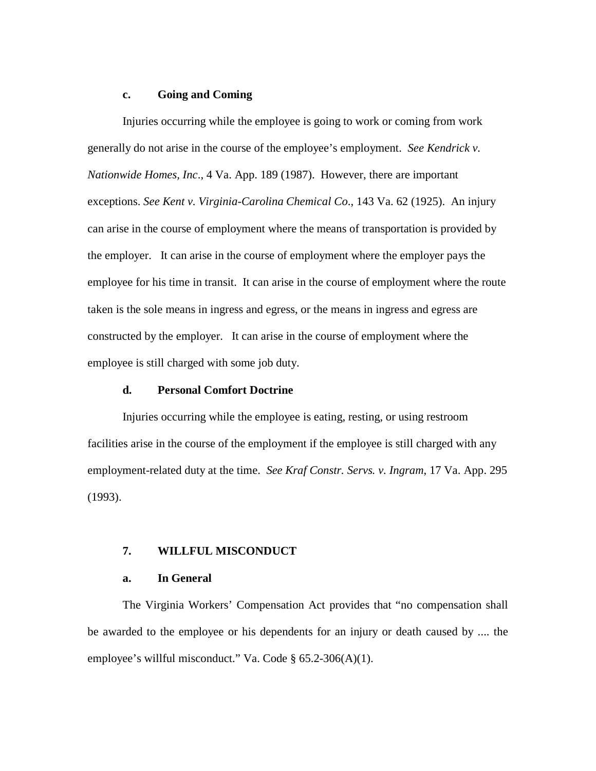#### c. Going and Coming

Injuries occurring while the employee is going to work or coming from work generally do not arise in the course of the employee's employment. *See Kendrick v. Nationwide Homes, Inc*., 4 Va. App. 189 (1987). However, there are important exceptions. *See Kent v. Virginia-Carolina Chemical Co*., 143 Va. 62 (1925). An injury can arise in the course of employment where the means of transportation is provided by the employer. It can arise in the course of employment where the employer pays the employee for his time in transit. It can arise in the course of employment where the route taken is the sole means in ingress and egress, or the means in ingress and egress are constructed by the employer. It can arise in the course of employment where the employee is still charged with some job duty.

#### d. Personal Comfort Doctrine

Injuries occurring while the employee is eating, resting, or using restroom facilities arise in the course of the employment if the employee is still charged with any employment-related duty at the time. *See Kraf Constr. Servs. v. Ingram*, 17 Va. App. 295 (1993).

### 7. WILLFUL MISCONDUCT

#### a. In General

The Virginia Workers' Compensation Act provides that "no compensation shall be awarded to the employee or his dependents for an injury or death caused by .... the employee's willful misconduct." Va. Code § 65.2-306(A)(1).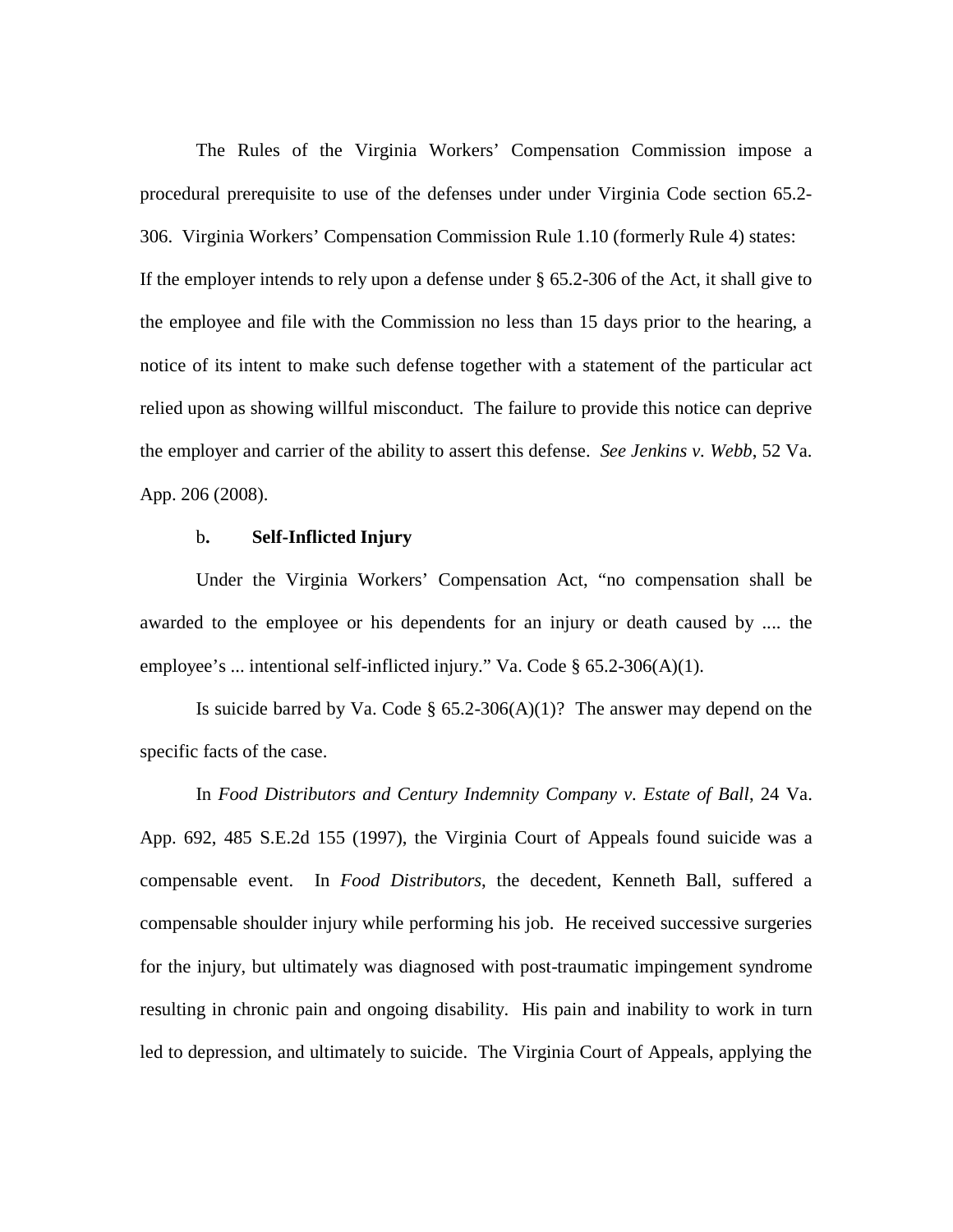The Rules of the Virginia Workers' Compensation Commission impose a procedural prerequisite to use of the defenses under under Virginia Code section 65.2-306. Virginia Workers' Compensation Commission Rule 1.10 (formerly Rule 4) states:

If the employer intends to rely upon a defense under § 65.2-306 of the Act, it shall give to the employee and file with the Commission no less than 15 days prior to the hearing, a notice of its intent to make such defense together with a statement of the particular act relied upon as showing willful misconduct. The failure to provide this notice can deprive the employer and carrier of the ability to assert this defense. *See Jenkins v. Webb*, 52 Va. App. 206 (2008).

### b. Self-Inflicted Injury

Under the Virginia Workers' Compensation Act, "no compensation shall be awarded to the employee or his dependents for an injury or death caused by .... the employee's ... intentional self-inflicted injury." Va. Code § 65.2-306(A)(1).

Is suicide barred by Va. Code § 65.2-306(A)(1)? The answer may depend on the specific facts of the case.

In *Food Distributors and Century Indemnity Company v. Estate of Ball*, 24 Va. App. 692, 485 S.E.2d 155 (1997), the Virginia Court of Appeals found suicide was a compensable event. In *Food Distributors*, the decedent, Kenneth Ball, suffered a compensable shoulder injury while performing his job. He received successive surgeries for the injury, but ultimately was diagnosed with post-traumatic impingement syndrome resulting in chronic pain and ongoing disability. His pain and inability to work in turn led to depression, and ultimately to suicide. The Virginia Court of Appeals, applying the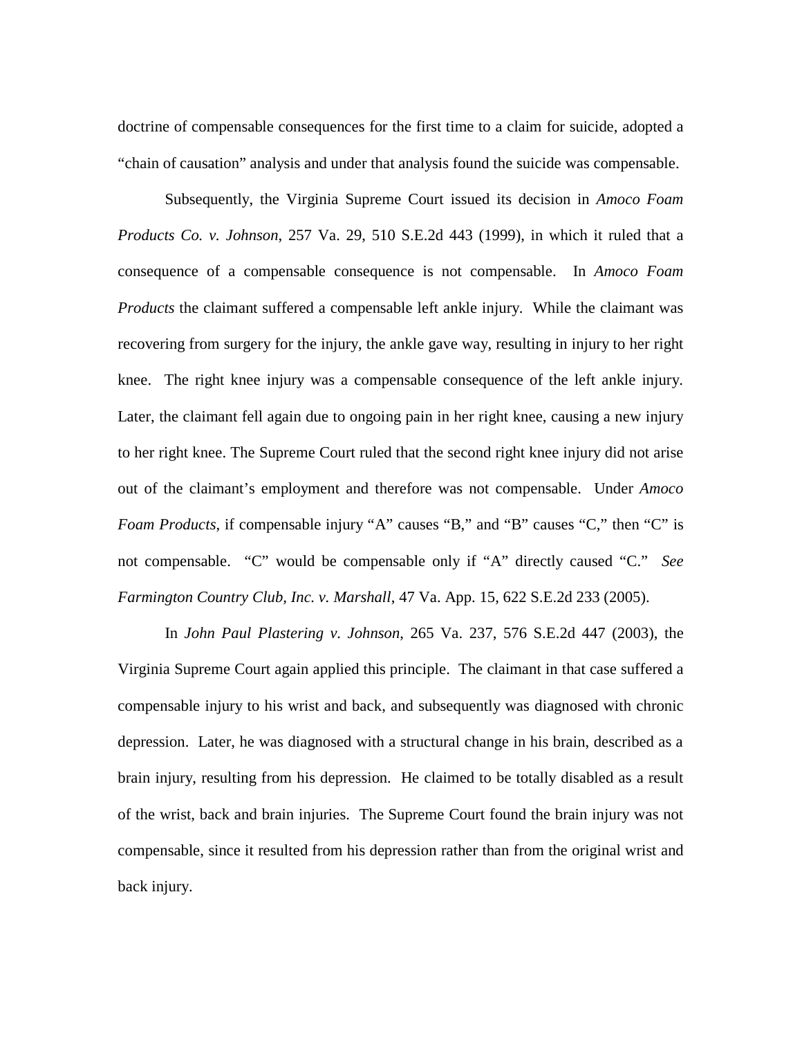doctrine of compensable consequences for the first time to a claim for suicide, adopted a "chain of causation" analysis and under that analysis found the suicide was compensable.

Subsequently, the Virginia Supreme Court issued its decision in *Amoco Foam Products Co. v. Johnson*, 257 Va. 29, 510 S.E.2d 443 (1999), in which it ruled that a consequence of a compensable consequence is not compensable. In *Amoco Foam Products* the claimant suffered a compensable left ankle injury. While the claimant was recovering from surgery for the injury, the ankle gave way, resulting in injury to her right knee. The right knee injury was a compensable consequence of the left ankle injury. Later, the claimant fell again due to ongoing pain in her right knee, causing a new injury to her right knee. The Supreme Court ruled that the second right knee injury did not arise out of the claimant's employment and therefore was not compensable. Under *Amoco Foam Products*, if compensable injury "A" causes "B," and "B" causes "C," then "C" is not compensable. "C" would be compensable only if "A" directly caused "C." *See Farmington Country Club, Inc. v. Marshall*, 47 Va. App. 15, 622 S.E.2d 233 (2005).

In *John Paul Plastering v. Johnson*, 265 Va. 237, 576 S.E.2d 447 (2003), the Virginia Supreme Court again applied this principle. The claimant in that case suffered a compensable injury to his wrist and back, and subsequently was diagnosed with chronic depression. Later, he was diagnosed with a structural change in his brain, described as a brain injury, resulting from his depression. He claimed to be totally disabled as a result of the wrist, back and brain injuries. The Supreme Court found the brain injury was not compensable, since it resulted from his depression rather than from the original wrist and back injury.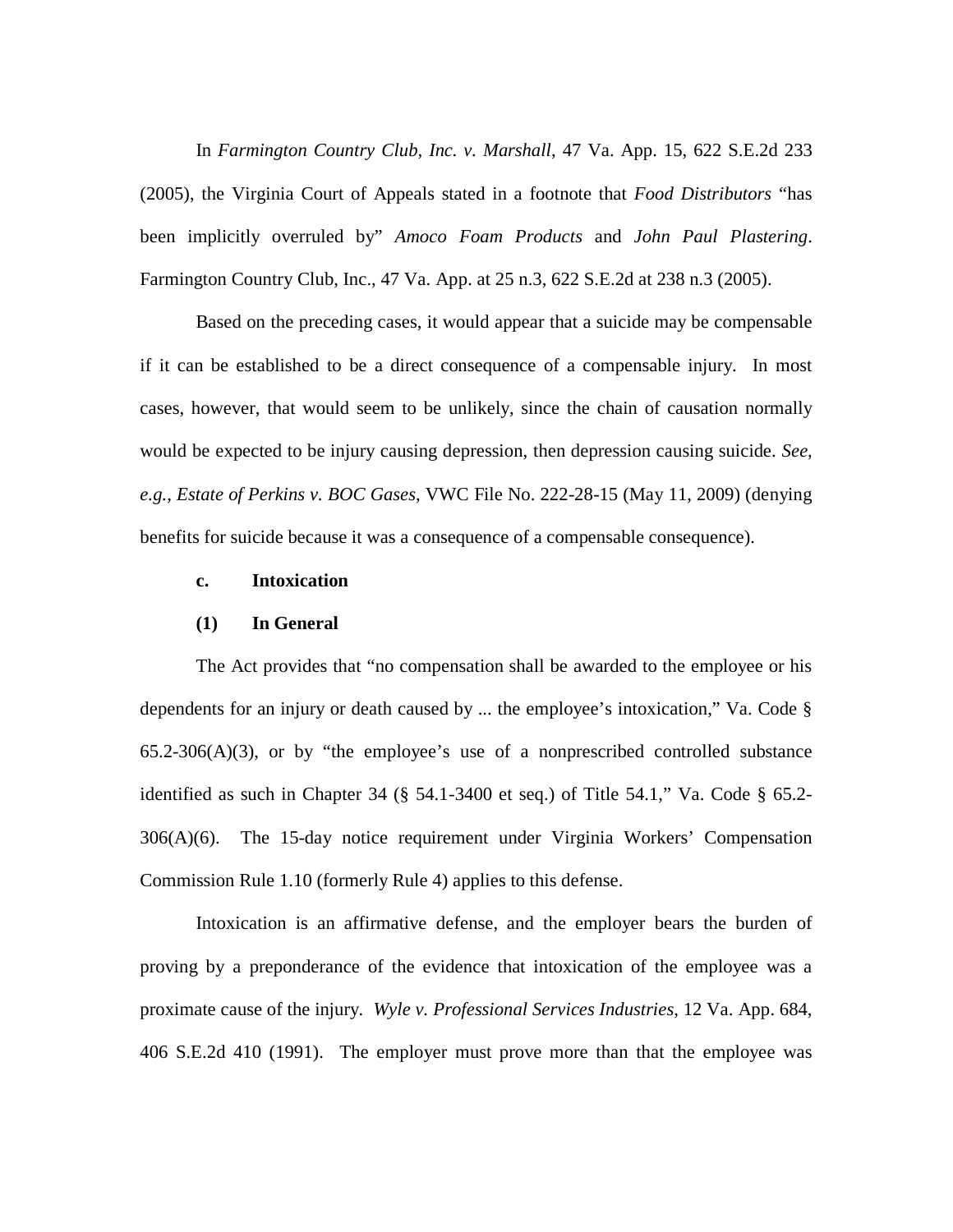In *Farmington Country Club, Inc. v. Marshall*, 47 Va. App. 15, 622 S.E.2d 233 (2005), the Virginia Court of Appeals stated in a footnote that *Food Distributors* "has been implicitly overruled by" *Amoco Foam Products* and *John Paul Plastering*. Farmington Country Club, Inc., 47 Va. App. at 25 n.3, 622 S.E.2d at 238 n.3 (2005).

Based on the preceding cases, it would appear that a suicide may be compensable if it can be established to be a direct consequence of a compensable injury. In most cases, however, that would seem to be unlikely, since the chain of causation normally would be expected to be injury causing depression, then depression causing suicide. *See, e.g., Estate of Perkins v. BOC Gases*, VWC File No. 222-28-15 (May 11, 2009) (denying benefits for suicide because it was a consequence of a compensable consequence).

**c. Intoxication**

**(1) In General**

The Act provides that "no compensation shall be awarded to the employee or his dependents for an injury or death caused by ... the employee's intoxication," Va. Code § 65.2-306(A)(3), or by "the employee's use of a nonprescribed controlled substance identified as such in Chapter 34 (§ 54.1-3400 et seq.) of Title 54.1," Va. Code § 65.2-306(A)(6). The 15-day notice requirement under Virginia Workers' Compensation Commission Rule 1.10 (formerly Rule 4) applies to this defense.

Intoxication is an affirmative defense, and the employer bears the burden of proving by a preponderance of the evidence that intoxication of the employee was a proximate cause of the injury. *Wyle v. Professional Services Industries*, 12 Va. App. 684, 406 S.E.2d 410 (1991). The employer must prove more than that the employee was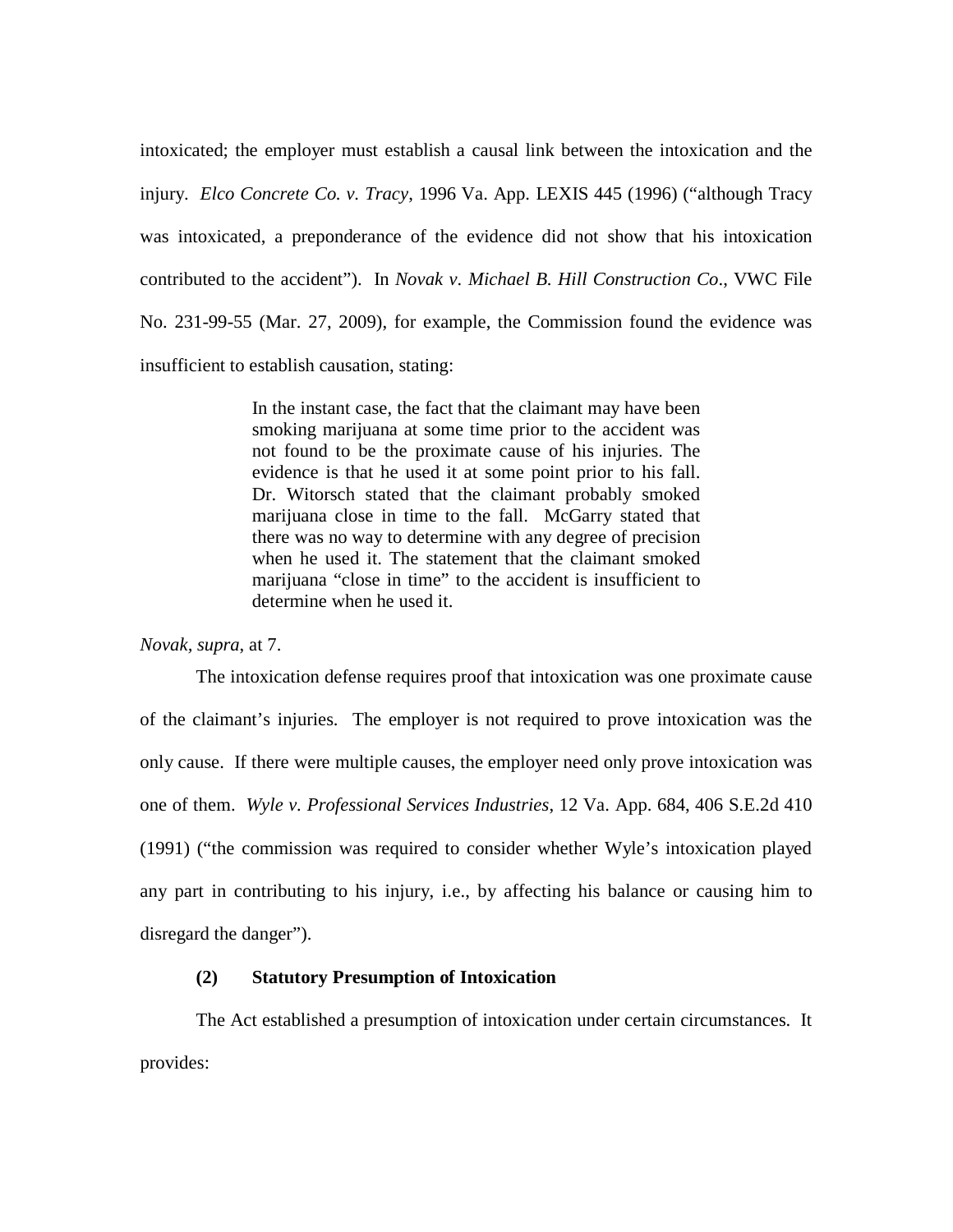intoxicated; the employer must establish a causal link between the intoxication and the injury. *Elco Concrete Co. v. Tracy*, 1996 Va. App. LEXIS 445 (1996) ("although Tracy was intoxicated, a preponderance of the evidence did not show that his intoxication contributed to the accident"). In *Novak v. Michael B. Hill Construction Co*., VWC File No. 231-99-55 (Mar. 27, 2009), for example, the Commission found the evidence was insufficient to establish causation, stating:

> In the instant case, the fact that the claimant may have been smoking marijuana at some time prior to the accident was not found to be the proximate cause of his injuries. The evidence is that he used it at some point prior to his fall. Dr. Witorsch stated that the claimant probably smoked marijuana close in time to the fall. McGarry stated that there was no way to determine with any degree of precision when he used it. The statement that the claimant smoked marijuana "close in time" to the accident is insufficient to determine when he used it.

*Novak, supra*, at 7.

The intoxication defense requires proof that intoxication was one proximate cause of the claimant's injuries. The employer is not required to prove intoxication was the only cause. If there were multiple causes, the employer need only prove intoxication was one of them. *Wyle v. Professional Services Industries*, 12 Va. App. 684, 406 S.E.2d 410 (1991) ("the commission was required to consider whether Wyle's intoxication played any part in contributing to his injury, i.e., by affecting his balance or causing him to disregard the danger").

**(2) Statutory Presumption of Intoxication**

The Act established a presumption of intoxication under certain circumstances. It provides: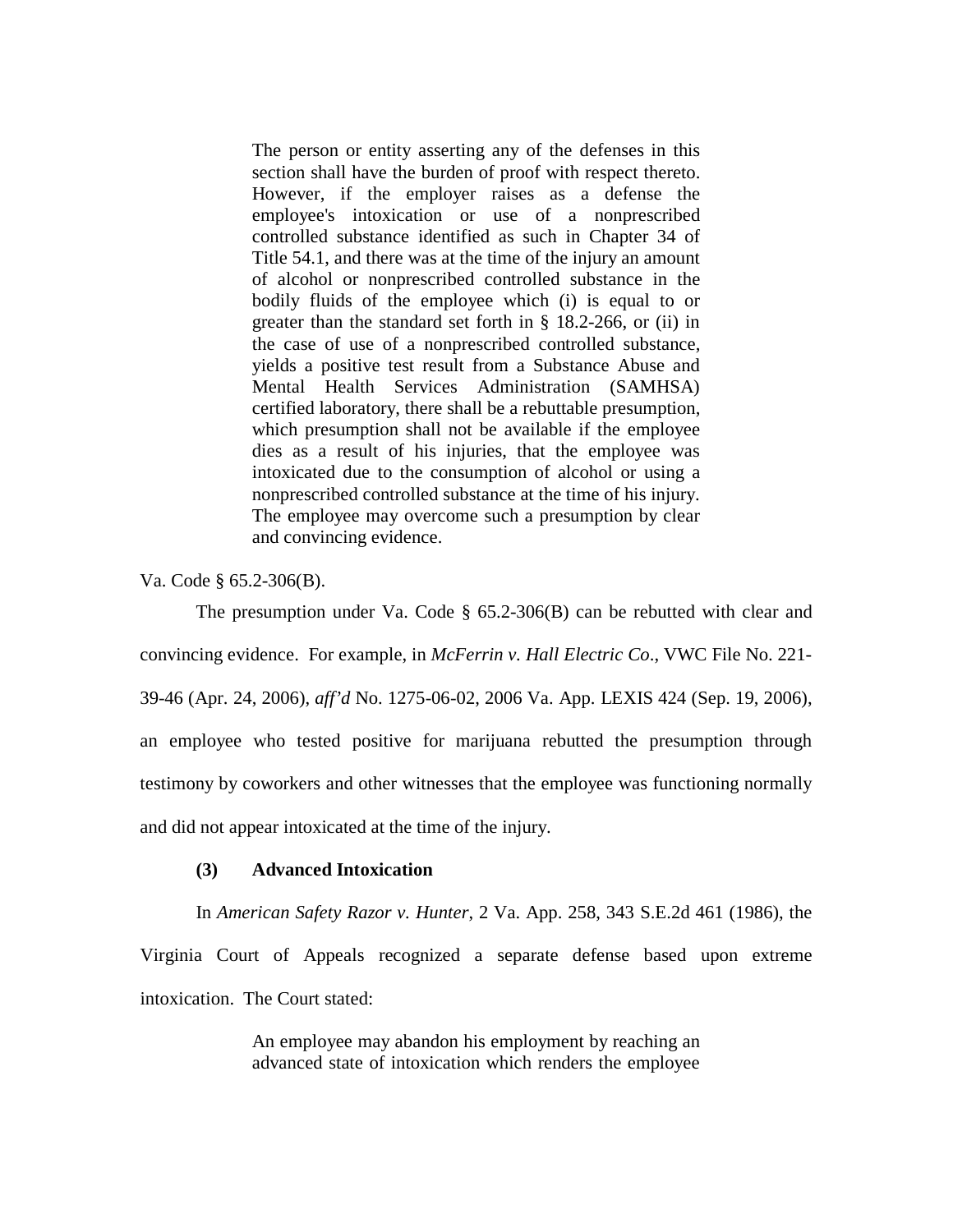> The person or entity asserting any of the defenses in this section shall have the burden of proof with respect thereto. However, if the employer raises as a defense the employee's intoxication or use of a nonprescribed controlled substance identified as such in Chapter 34 of Title 54.1, and there was at the time of the injury an amount of alcohol or nonprescribed controlled substance in the bodily fluids of the employee which (i) is equal to or greater than the standard set forth in § 18.2-266, or (ii) in the case of use of a nonprescribed controlled substance, yields a positive test result from a Substance Abuse and Mental Health Services Administration (SAMHSA) certified laboratory, there shall be a rebuttable presumption, which presumption shall not be available if the employee dies as a result of his injuries, that the employee was intoxicated due to the consumption of alcohol or using a nonprescribed controlled substance at the time of his injury. The employee may overcome such a presumption by clear and convincing evidence.

Va. Code § 65.2-306(B).

The presumption under Va. Code § 65.2-306(B) can be rebutted with clear and convincing evidence. For example, in *McFerrin v. Hall Electric Co*., VWC File No. 221-39-46 (Apr. 24, 2006), *aff'd* No. 1275-06-02, 2006 Va. App. LEXIS 424 (Sep. 19, 2006), an employee who tested positive for marijuana rebutted the presumption through testimony by coworkers and other witnesses that the employee was functioning normally and did not appear intoxicated at the time of the injury.

### (3) Advanced Intoxication

In *American Safety Razor v. Hunter*, 2 Va. App. 258, 343 S.E.2d 461 (1986), the Virginia Court of Appeals recognized a separate defense based upon extreme intoxication. The Court stated:

> An employee may abandon his employment by reaching an advanced state of intoxication which renders the employee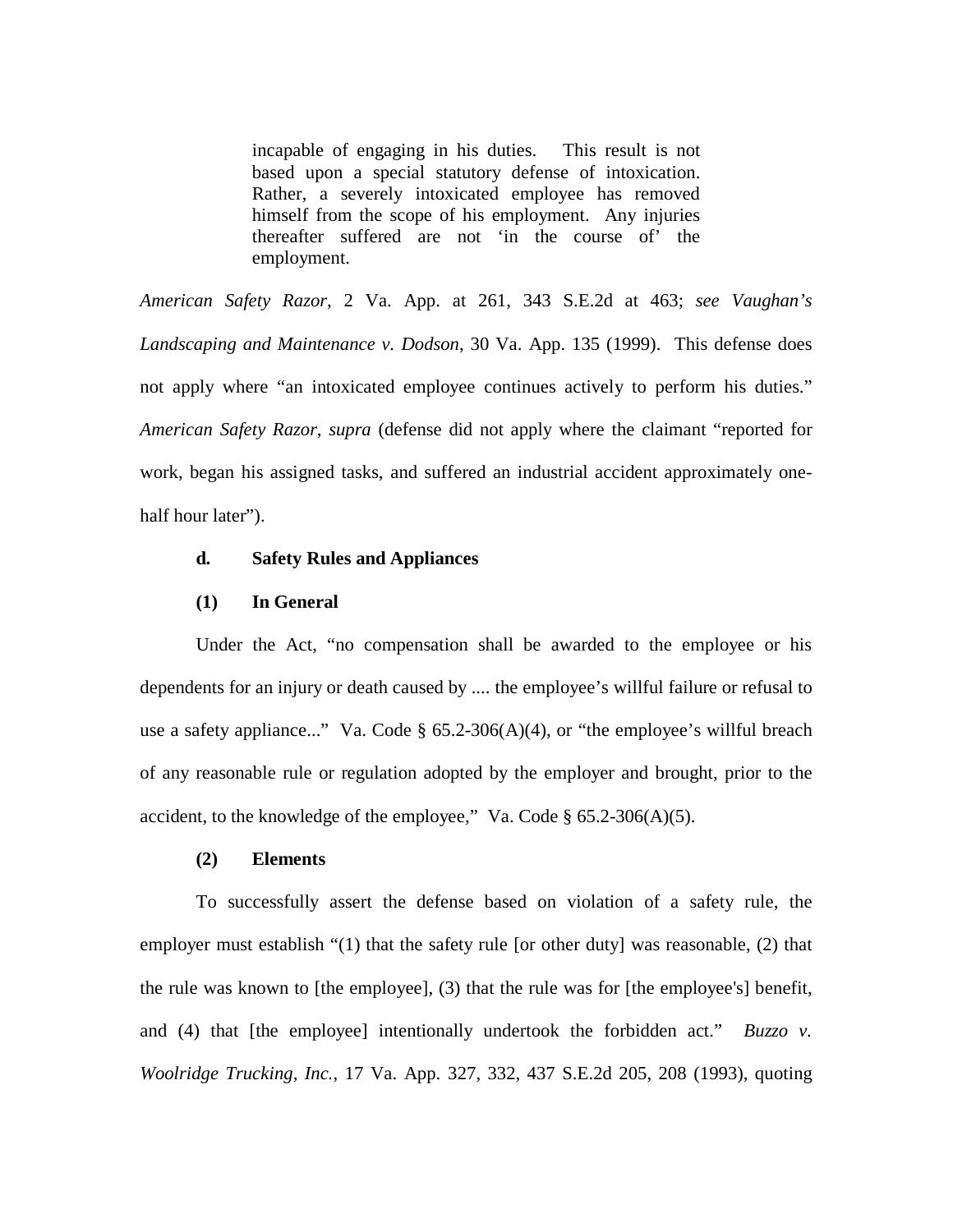> incapable of engaging in his duties. This result is not based upon a special statutory defense of intoxication. Rather, a severely intoxicated employee has removed himself from the scope of his employment. Any injuries thereafter suffered are not 'in the course of' the employment.

*American Safety Razor*, 2 Va. App. at 261, 343 S.E.2d at 463; *see Vaughan's Landscaping and Maintenance v. Dodson*, 30 Va. App. 135 (1999). This defense does not apply where "an intoxicated employee continues actively to perform his duties." *American Safety Razor, supra* (defense did not apply where the claimant "reported for work, began his assigned tasks, and suffered an industrial accident approximately one-half hour later").

#### d. Safety Rules and Appliances

##### (1) In General

Under the Act, "no compensation shall be awarded to the employee or his dependents for an injury or death caused by .... the employee's willful failure or refusal to use a safety appliance..." Va. Code § 65.2-306(A)(4), or "the employee's willful breach of any reasonable rule or regulation adopted by the employer and brought, prior to the accident, to the knowledge of the employee," Va. Code § 65.2-306(A)(5).

##### (2) Elements

To successfully assert the defense based on violation of a safety rule, the employer must establish "(1) that the safety rule [or other duty] was reasonable, (2) that the rule was known to [the employee], (3) that the rule was for [the employee's] benefit, and (4) that [the employee] intentionally undertook the forbidden act." *Buzzo v. Woolridge Trucking, Inc.*, 17 Va. App. 327, 332, 437 S.E.2d 205, 208 (1993), quoting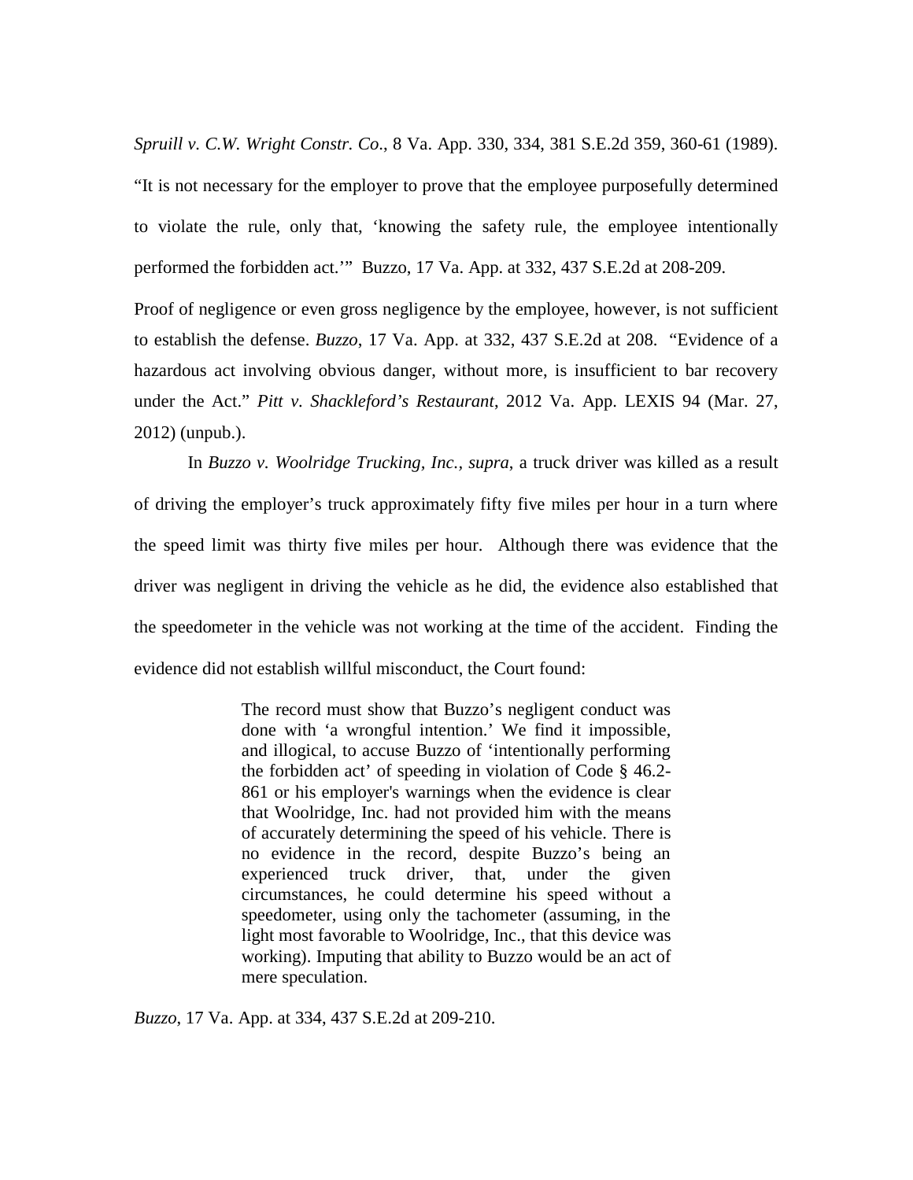*Spruill v. C.W. Wright Constr. Co*., 8 Va. App. 330, 334, 381 S.E.2d 359, 360-61 (1989). "It is not necessary for the employer to prove that the employee purposefully determined to violate the rule, only that, 'knowing the safety rule, the employee intentionally performed the forbidden act.'" Buzzo, 17 Va. App. at 332, 437 S.E.2d at 208-209.

Proof of negligence or even gross negligence by the employee, however, is not sufficient to establish the defense. *Buzzo*, 17 Va. App. at 332, 437 S.E.2d at 208. "Evidence of a hazardous act involving obvious danger, without more, is insufficient to bar recovery under the Act." *Pitt v. Shackleford's Restaurant*, 2012 Va. App. LEXIS 94 (Mar. 27, 2012) (unpub.).

In *Buzzo v. Woolridge Trucking, Inc., supra*, a truck driver was killed as a result of driving the employer's truck approximately fifty five miles per hour in a turn where the speed limit was thirty five miles per hour. Although there was evidence that the driver was negligent in driving the vehicle as he did, the evidence also established that the speedometer in the vehicle was not working at the time of the accident. Finding the evidence did not establish willful misconduct, the Court found:

> The record must show that Buzzo's negligent conduct was done with 'a wrongful intention.' We find it impossible, and illogical, to accuse Buzzo of 'intentionally performing the forbidden act' of speeding in violation of Code § 46.2-861 or his employer's warnings when the evidence is clear that Woolridge, Inc. had not provided him with the means of accurately determining the speed of his vehicle. There is no evidence in the record, despite Buzzo's being an experienced truck driver, that, under the given circumstances, he could determine his speed without a speedometer, using only the tachometer (assuming, in the light most favorable to Woolridge, Inc., that this device was working). Imputing that ability to Buzzo would be an act of mere speculation.

*Buzzo*, 17 Va. App. at 334, 437 S.E.2d at 209-210.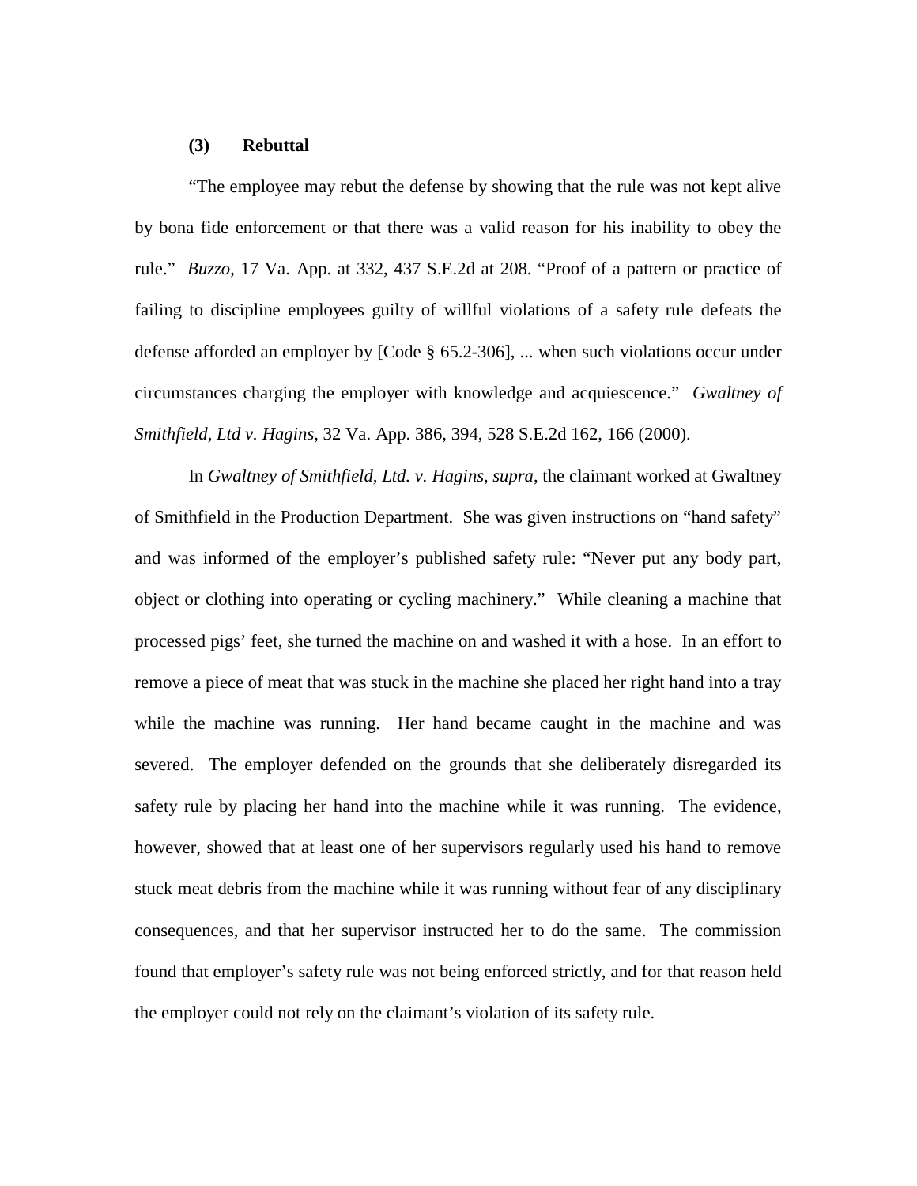### (3) Rebuttal

"The employee may rebut the defense by showing that the rule was not kept alive by bona fide enforcement or that there was a valid reason for his inability to obey the rule." *Buzzo*, 17 Va. App. at 332, 437 S.E.2d at 208. "Proof of a pattern or practice of failing to discipline employees guilty of willful violations of a safety rule defeats the defense afforded an employer by [Code § 65.2-306], ... when such violations occur under circumstances charging the employer with knowledge and acquiescence." *Gwaltney of Smithfield, Ltd v. Hagins*, 32 Va. App. 386, 394, 528 S.E.2d 162, 166 (2000).

In *Gwaltney of Smithfield, Ltd. v. Hagins*, *supra*, the claimant worked at Gwaltney of Smithfield in the Production Department. She was given instructions on "hand safety" and was informed of the employer's published safety rule: "Never put any body part, object or clothing into operating or cycling machinery." While cleaning a machine that processed pigs' feet, she turned the machine on and washed it with a hose. In an effort to remove a piece of meat that was stuck in the machine she placed her right hand into a tray while the machine was running. Her hand became caught in the machine and was severed. The employer defended on the grounds that she deliberately disregarded its safety rule by placing her hand into the machine while it was running. The evidence, however, showed that at least one of her supervisors regularly used his hand to remove stuck meat debris from the machine while it was running without fear of any disciplinary consequences, and that her supervisor instructed her to do the same. The commission found that employer's safety rule was not being enforced strictly, and for that reason held the employer could not rely on the claimant's violation of its safety rule.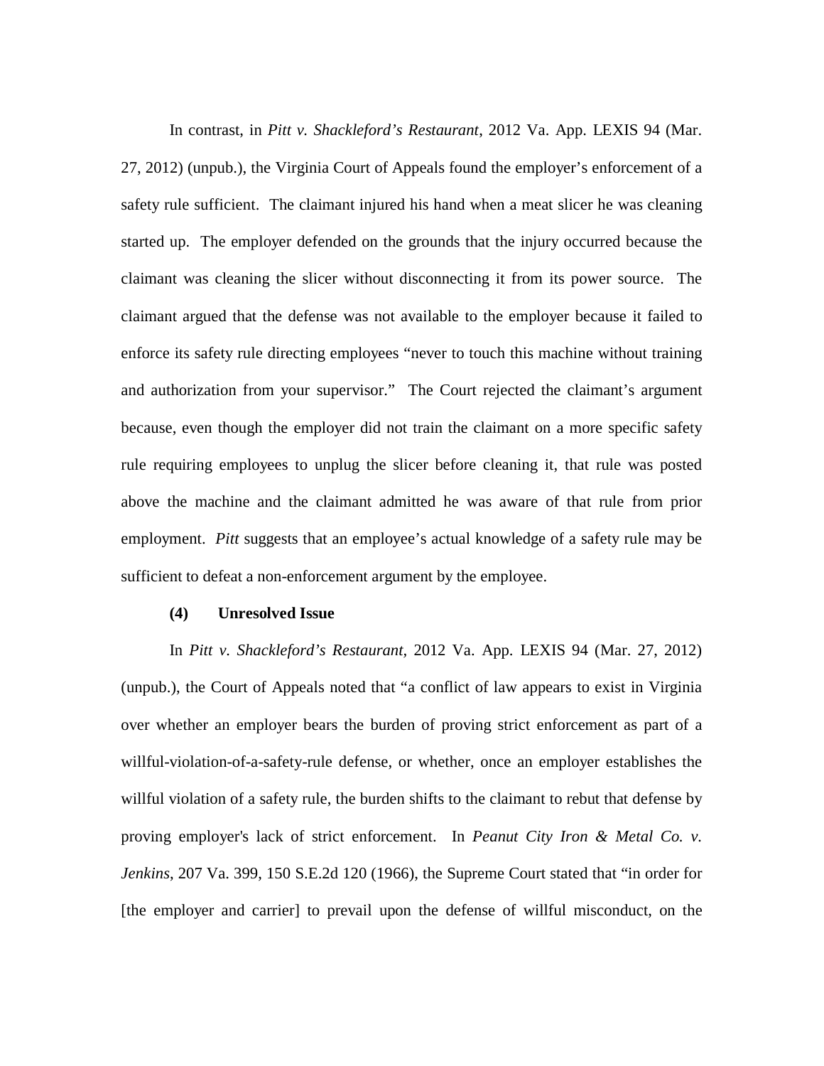In contrast, in *Pitt v. Shackleford's Restaurant*, 2012 Va. App. LEXIS 94 (Mar. 27, 2012) (unpub.), the Virginia Court of Appeals found the employer's enforcement of a safety rule sufficient. The claimant injured his hand when a meat slicer he was cleaning started up. The employer defended on the grounds that the injury occurred because the claimant was cleaning the slicer without disconnecting it from its power source. The claimant argued that the defense was not available to the employer because it failed to enforce its safety rule directing employees "never to touch this machine without training and authorization from your supervisor." The Court rejected the claimant's argument because, even though the employer did not train the claimant on a more specific safety rule requiring employees to unplug the slicer before cleaning it, that rule was posted above the machine and the claimant admitted he was aware of that rule from prior employment. *Pitt* suggests that an employee's actual knowledge of a safety rule may be sufficient to defeat a non-enforcement argument by the employee.

**(4) Unresolved Issue**

In *Pitt v. Shackleford's Restaurant*, 2012 Va. App. LEXIS 94 (Mar. 27, 2012) (unpub.), the Court of Appeals noted that "a conflict of law appears to exist in Virginia over whether an employer bears the burden of proving strict enforcement as part of a willful-violation-of-a-safety-rule defense, or whether, once an employer establishes the willful violation of a safety rule, the burden shifts to the claimant to rebut that defense by proving employer's lack of strict enforcement. In *Peanut City Iron & Metal Co. v. Jenkins*, 207 Va. 399, 150 S.E.2d 120 (1966), the Supreme Court stated that "in order for [the employer and carrier] to prevail upon the defense of willful misconduct, on the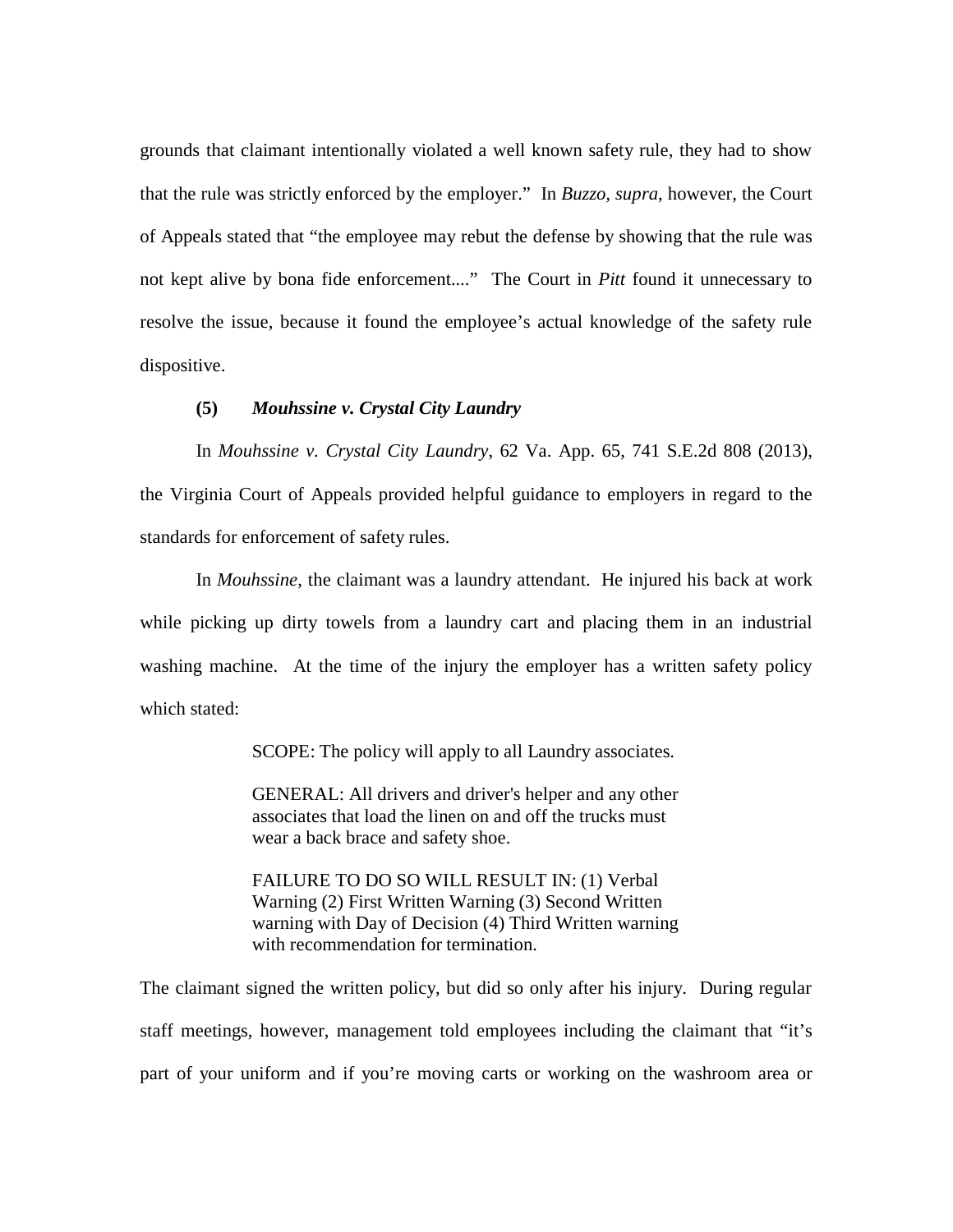grounds that claimant intentionally violated a well known safety rule, they had to show that the rule was strictly enforced by the employer." In *Buzzo, supra*, however, the Court of Appeals stated that "the employee may rebut the defense by showing that the rule was not kept alive by bona fide enforcement...." The Court in *Pitt* found it unnecessary to resolve the issue, because it found the employee's actual knowledge of the safety rule dispositive.

### (5) *Mouhssine v. Crystal City Laundry*

In *Mouhssine v. Crystal City Laundry*, 62 Va. App. 65, 741 S.E.2d 808 (2013), the Virginia Court of Appeals provided helpful guidance to employers in regard to the standards for enforcement of safety rules.

In *Mouhssine*, the claimant was a laundry attendant. He injured his back at work while picking up dirty towels from a laundry cart and placing them in an industrial washing machine. At the time of the injury the employer has a written safety policy which stated:

> SCOPE: The policy will apply to all Laundry associates.
>
> GENERAL: All drivers and driver's helper and any other associates that load the linen on and off the trucks must wear a back brace and safety shoe.
>
> FAILURE TO DO SO WILL RESULT IN: (1) Verbal Warning (2) First Written Warning (3) Second Written warning with Day of Decision (4) Third Written warning with recommendation for termination.

The claimant signed the written policy, but did so only after his injury. During regular staff meetings, however, management told employees including the claimant that "it's part of your uniform and if you're moving carts or working on the washroom area or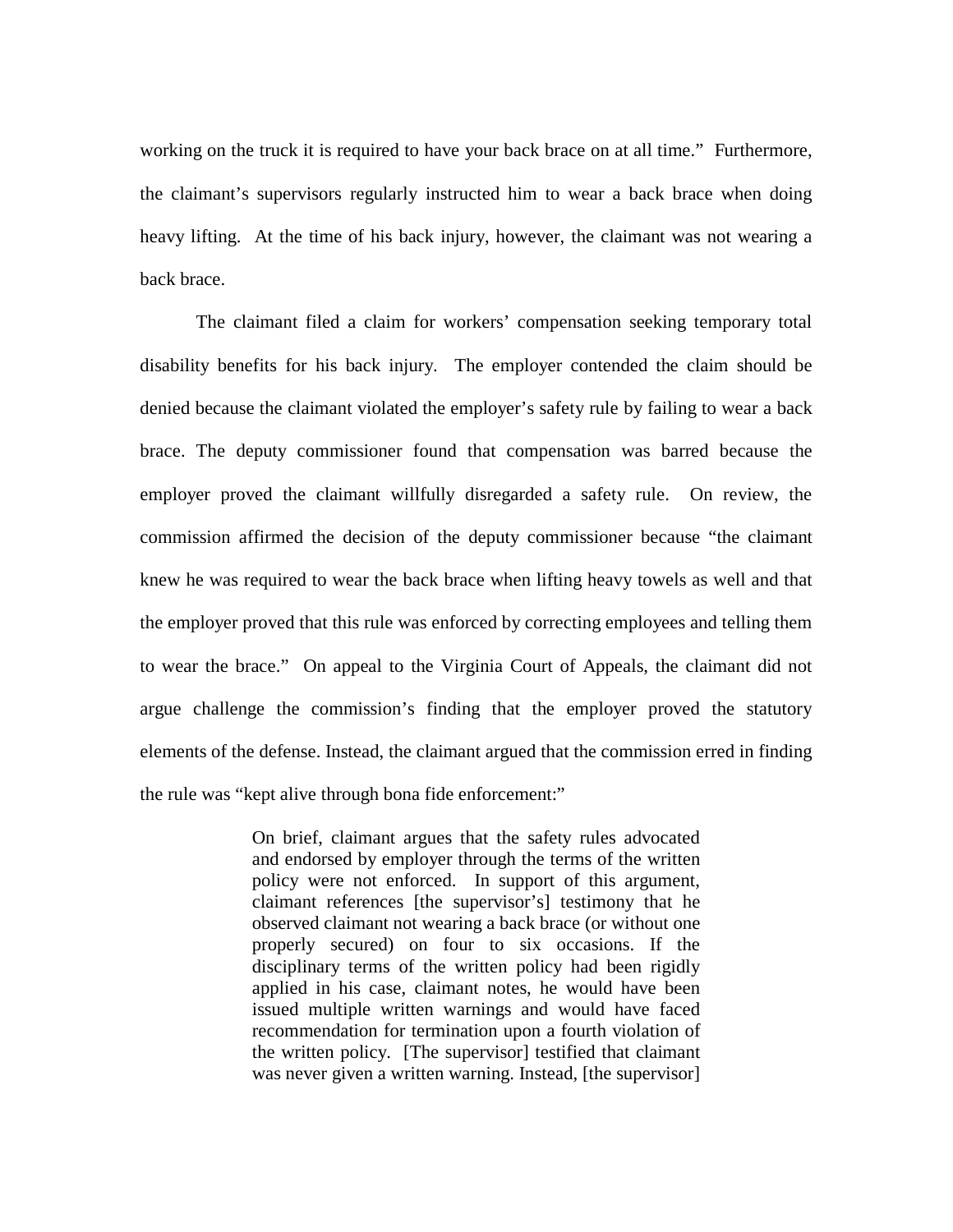working on the truck it is required to have your back brace on at all time." Furthermore, the claimant's supervisors regularly instructed him to wear a back brace when doing heavy lifting. At the time of his back injury, however, the claimant was not wearing a back brace.

The claimant filed a claim for workers' compensation seeking temporary total disability benefits for his back injury. The employer contended the claim should be denied because the claimant violated the employer's safety rule by failing to wear a back brace. The deputy commissioner found that compensation was barred because the employer proved the claimant willfully disregarded a safety rule. On review, the commission affirmed the decision of the deputy commissioner because "the claimant knew he was required to wear the back brace when lifting heavy towels as well and that the employer proved that this rule was enforced by correcting employees and telling them to wear the brace." On appeal to the Virginia Court of Appeals, the claimant did not argue challenge the commission's finding that the employer proved the statutory elements of the defense. Instead, the claimant argued that the commission erred in finding the rule was "kept alive through bona fide enforcement:"

> On brief, claimant argues that the safety rules advocated and endorsed by employer through the terms of the written policy were not enforced. In support of this argument, claimant references [the supervisor's] testimony that he observed claimant not wearing a back brace (or without one properly secured) on four to six occasions. If the disciplinary terms of the written policy had been rigidly applied in his case, claimant notes, he would have been issued multiple written warnings and would have faced recommendation for termination upon a fourth violation of the written policy. [The supervisor] testified that claimant was never given a written warning. Instead, [the supervisor]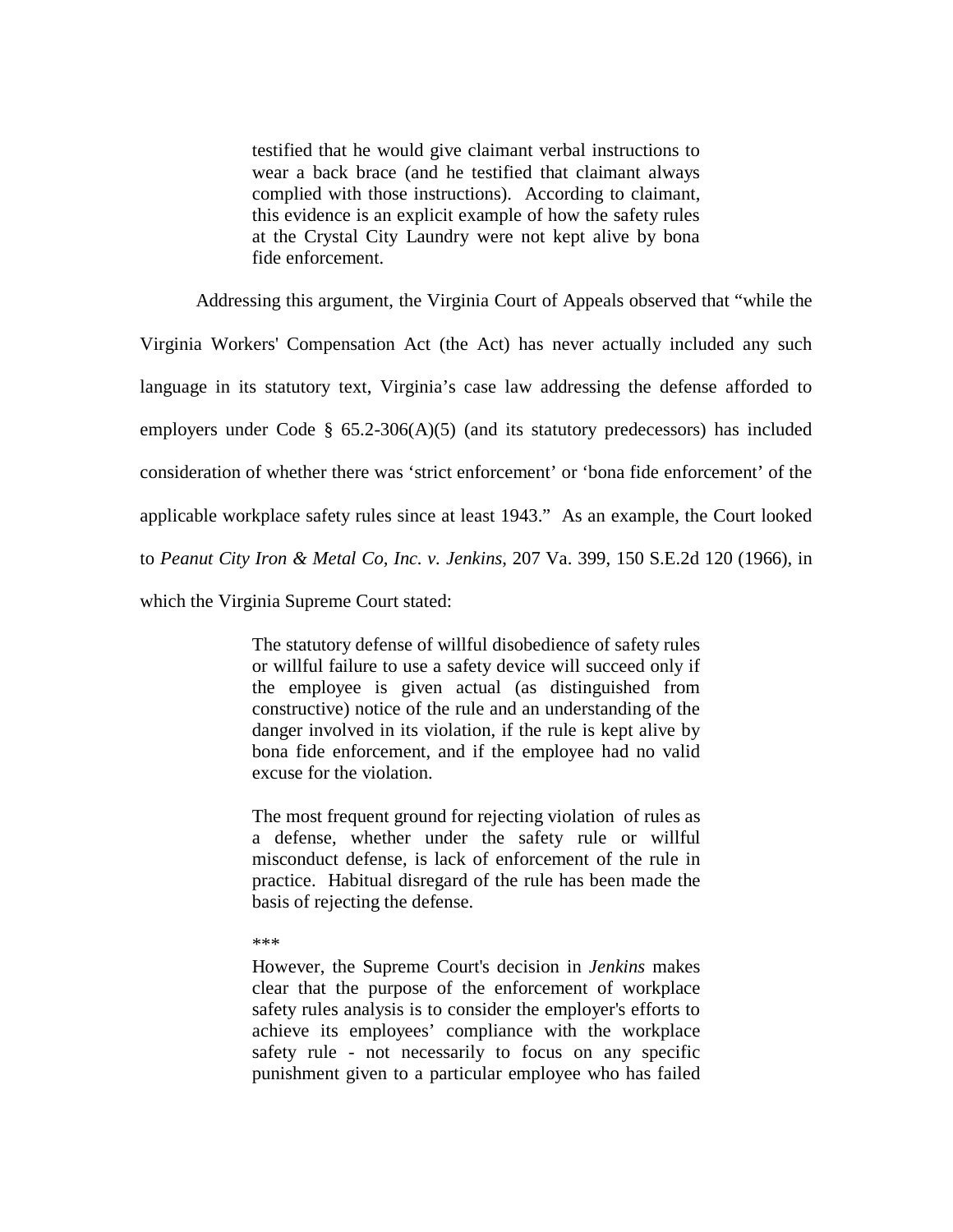> testified that he would give claimant verbal instructions to wear a back brace (and he testified that claimant always complied with those instructions). According to claimant, this evidence is an explicit example of how the safety rules at the Crystal City Laundry were not kept alive by bona fide enforcement.

Addressing this argument, the Virginia Court of Appeals observed that "while the Virginia Workers' Compensation Act (the Act) has never actually included any such language in its statutory text, Virginia's case law addressing the defense afforded to employers under Code § 65.2-306(A)(5) (and its statutory predecessors) has included consideration of whether there was 'strict enforcement' or 'bona fide enforcement' of the applicable workplace safety rules since at least 1943." As an example, the Court looked to *Peanut City Iron & Metal Co, Inc. v. Jenkins*, 207 Va. 399, 150 S.E.2d 120 (1966), in which the Virginia Supreme Court stated:

> The statutory defense of willful disobedience of safety rules or willful failure to use a safety device will succeed only if the employee is given actual (as distinguished from constructive) notice of the rule and an understanding of the danger involved in its violation, if the rule is kept alive by bona fide enforcement, and if the employee had no valid excuse for the violation.
>
> The most frequent ground for rejecting violation of rules as a defense, whether under the safety rule or willful misconduct defense, is lack of enforcement of the rule in practice. Habitual disregard of the rule has been made the basis of rejecting the defense.
>
> ***
>
> However, the Supreme Court's decision in *Jenkins* makes clear that the purpose of the enforcement of workplace safety rules analysis is to consider the employer's efforts to achieve its employees' compliance with the workplace safety rule - not necessarily to focus on any specific punishment given to a particular employee who has failed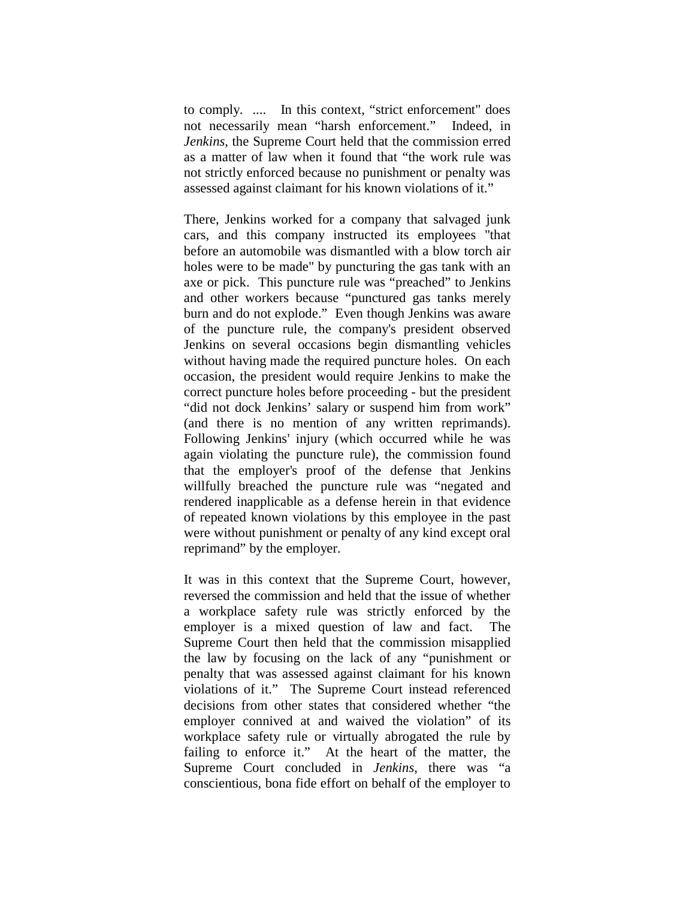to comply. .... In this context, "strict enforcement" does not necessarily mean "harsh enforcement." Indeed, in *Jenkins*, the Supreme Court held that the commission erred as a matter of law when it found that "the work rule was not strictly enforced because no punishment or penalty was assessed against claimant for his known violations of it."

There, Jenkins worked for a company that salvaged junk cars, and this company instructed its employees "that before an automobile was dismantled with a blow torch air holes were to be made" by puncturing the gas tank with an axe or pick. This puncture rule was "preached" to Jenkins and other workers because "punctured gas tanks merely burn and do not explode." Even though Jenkins was aware of the puncture rule, the company's president observed Jenkins on several occasions begin dismantling vehicles without having made the required puncture holes. On each occasion, the president would require Jenkins to make the correct puncture holes before proceeding - but the president "did not dock Jenkins' salary or suspend him from work" (and there is no mention of any written reprimands). Following Jenkins' injury (which occurred while he was again violating the puncture rule), the commission found that the employer's proof of the defense that Jenkins willfully breached the puncture rule was "negated and rendered inapplicable as a defense herein in that evidence of repeated known violations by this employee in the past were without punishment or penalty of any kind except oral reprimand" by the employer.

It was in this context that the Supreme Court, however, reversed the commission and held that the issue of whether a workplace safety rule was strictly enforced by the employer is a mixed question of law and fact. The Supreme Court then held that the commission misapplied the law by focusing on the lack of any "punishment or penalty that was assessed against claimant for his known violations of it." The Supreme Court instead referenced decisions from other states that considered whether "the employer connived at and waived the violation" of its workplace safety rule or virtually abrogated the rule by failing to enforce it." At the heart of the matter, the Supreme Court concluded in *Jenkins*, there was "a conscientious, bona fide effort on behalf of the employer to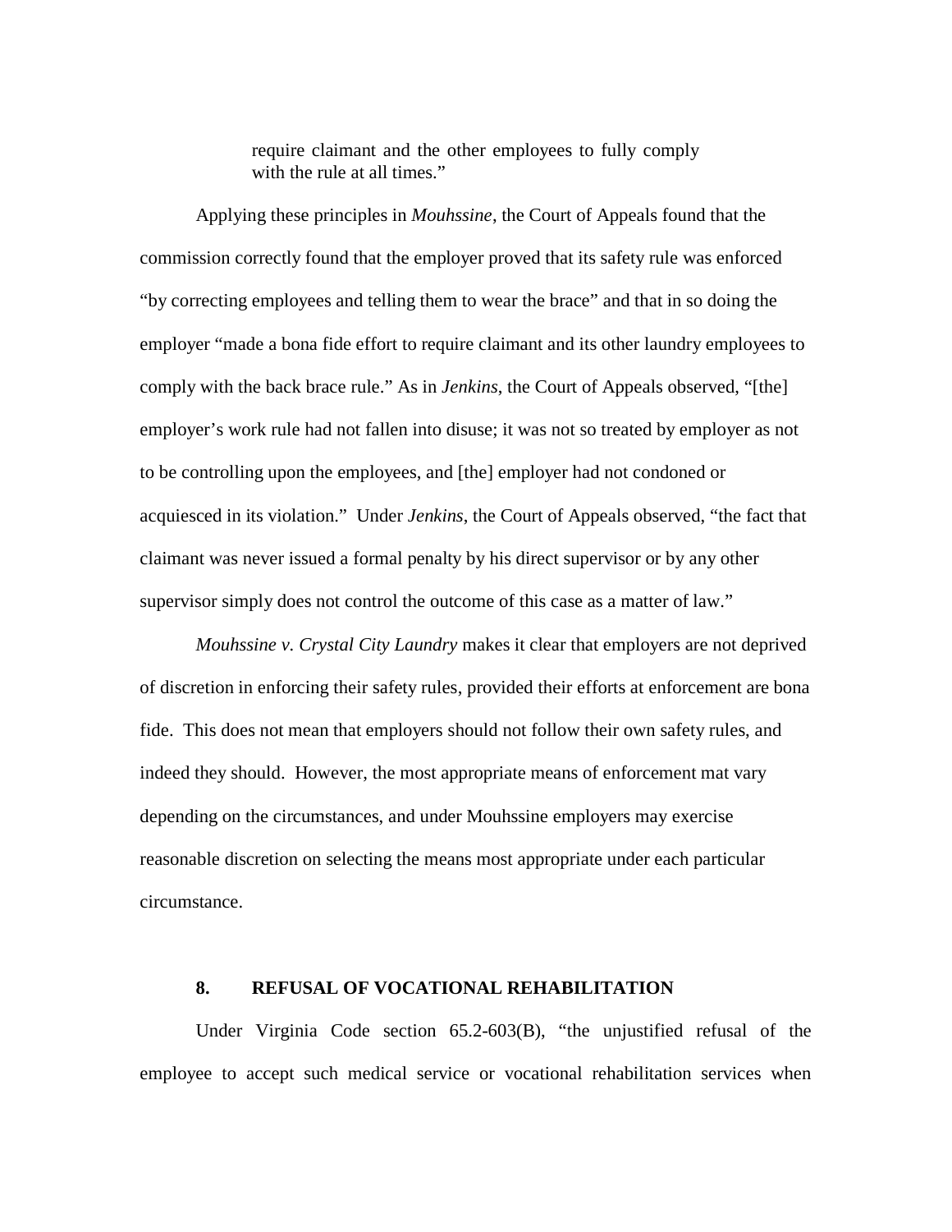> require claimant and the other employees to fully comply with the rule at all times."

Applying these principles in *Mouhssine*, the Court of Appeals found that the commission correctly found that the employer proved that its safety rule was enforced "by correcting employees and telling them to wear the brace" and that in so doing the employer "made a bona fide effort to require claimant and its other laundry employees to comply with the back brace rule." As in *Jenkins*, the Court of Appeals observed, "[the] employer's work rule had not fallen into disuse; it was not so treated by employer as not to be controlling upon the employees, and [the] employer had not condoned or acquiesced in its violation." Under *Jenkins*, the Court of Appeals observed, "the fact that claimant was never issued a formal penalty by his direct supervisor or by any other supervisor simply does not control the outcome of this case as a matter of law."

*Mouhssine v. Crystal City Laundry* makes it clear that employers are not deprived of discretion in enforcing their safety rules, provided their efforts at enforcement are bona fide. This does not mean that employers should not follow their own safety rules, and indeed they should. However, the most appropriate means of enforcement mat vary depending on the circumstances, and under Mouhssine employers may exercise reasonable discretion on selecting the means most appropriate under each particular circumstance.

## 8. REFUSAL OF VOCATIONAL REHABILITATION

Under Virginia Code section 65.2-603(B), "the unjustified refusal of the employee to accept such medical service or vocational rehabilitation services when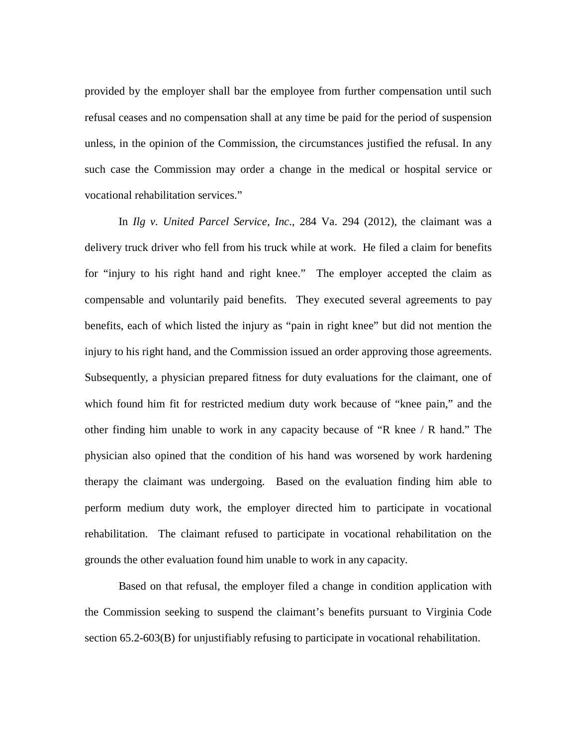provided by the employer shall bar the employee from further compensation until such refusal ceases and no compensation shall at any time be paid for the period of suspension unless, in the opinion of the Commission, the circumstances justified the refusal. In any such case the Commission may order a change in the medical or hospital service or vocational rehabilitation services."

In *Ilg v. United Parcel Service, Inc*., 284 Va. 294 (2012), the claimant was a delivery truck driver who fell from his truck while at work. He filed a claim for benefits for "injury to his right hand and right knee." The employer accepted the claim as compensable and voluntarily paid benefits. They executed several agreements to pay benefits, each of which listed the injury as "pain in right knee" but did not mention the injury to his right hand, and the Commission issued an order approving those agreements. Subsequently, a physician prepared fitness for duty evaluations for the claimant, one of which found him fit for restricted medium duty work because of "knee pain," and the other finding him unable to work in any capacity because of "R knee / R hand." The physician also opined that the condition of his hand was worsened by work hardening therapy the claimant was undergoing. Based on the evaluation finding him able to perform medium duty work, the employer directed him to participate in vocational rehabilitation. The claimant refused to participate in vocational rehabilitation on the grounds the other evaluation found him unable to work in any capacity.

Based on that refusal, the employer filed a change in condition application with the Commission seeking to suspend the claimant's benefits pursuant to Virginia Code section 65.2-603(B) for unjustifiably refusing to participate in vocational rehabilitation.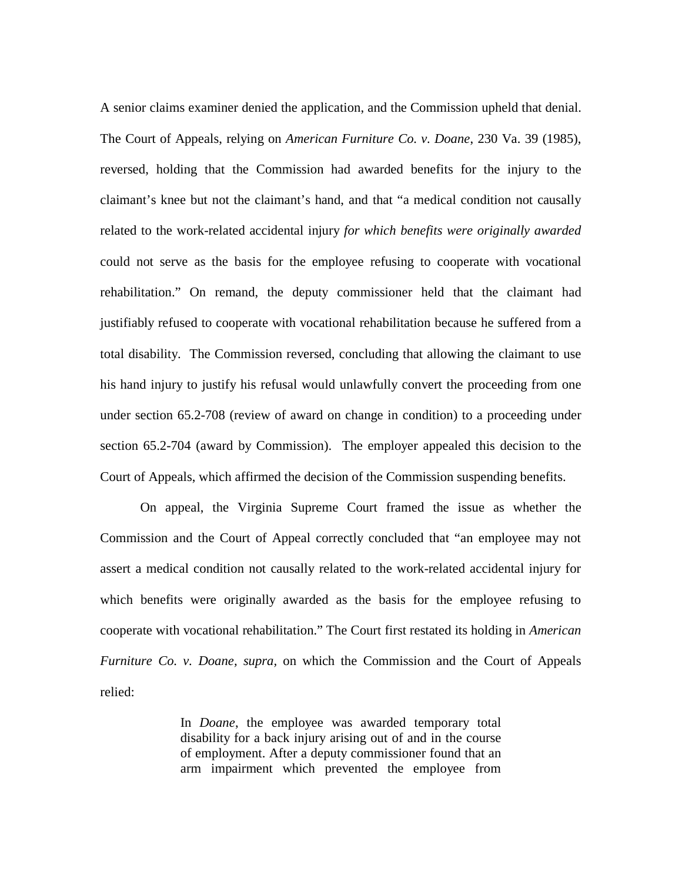A senior claims examiner denied the application, and the Commission upheld that denial. The Court of Appeals, relying on *American Furniture Co. v. Doane*, 230 Va. 39 (1985), reversed, holding that the Commission had awarded benefits for the injury to the claimant's knee but not the claimant's hand, and that "a medical condition not causally related to the work-related accidental injury *for which benefits were originally awarded* could not serve as the basis for the employee refusing to cooperate with vocational rehabilitation." On remand, the deputy commissioner held that the claimant had justifiably refused to cooperate with vocational rehabilitation because he suffered from a total disability. The Commission reversed, concluding that allowing the claimant to use his hand injury to justify his refusal would unlawfully convert the proceeding from one under section 65.2-708 (review of award on change in condition) to a proceeding under section 65.2-704 (award by Commission). The employer appealed this decision to the Court of Appeals, which affirmed the decision of the Commission suspending benefits.

On appeal, the Virginia Supreme Court framed the issue as whether the Commission and the Court of Appeal correctly concluded that "an employee may not assert a medical condition not causally related to the work-related accidental injury for which benefits were originally awarded as the basis for the employee refusing to cooperate with vocational rehabilitation." The Court first restated its holding in *American Furniture Co. v. Doane, supra,* on which the Commission and the Court of Appeals relied:

> In *Doane*, the employee was awarded temporary total disability for a back injury arising out of and in the course of employment. After a deputy commissioner found that an arm impairment which prevented the employee from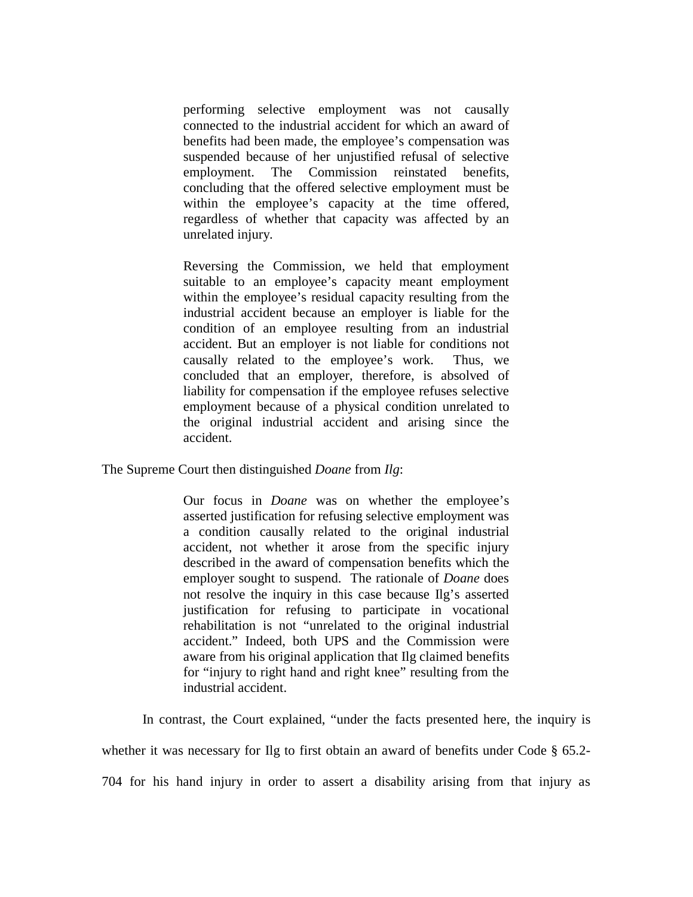> performing selective employment was not causally connected to the industrial accident for which an award of benefits had been made, the employee's compensation was suspended because of her unjustified refusal of selective employment. The Commission reinstated benefits, concluding that the offered selective employment must be within the employee's capacity at the time offered, regardless of whether that capacity was affected by an unrelated injury.
>
> Reversing the Commission, we held that employment suitable to an employee's capacity meant employment within the employee's residual capacity resulting from the industrial accident because an employer is liable for the condition of an employee resulting from an industrial accident. But an employer is not liable for conditions not causally related to the employee's work. Thus, we concluded that an employer, therefore, is absolved of liability for compensation if the employee refuses selective employment because of a physical condition unrelated to the original industrial accident and arising since the accident.

The Supreme Court then distinguished *Doane* from *Ilg*:

> Our focus in *Doane* was on whether the employee's asserted justification for refusing selective employment was a condition causally related to the original industrial accident, not whether it arose from the specific injury described in the award of compensation benefits which the employer sought to suspend. The rationale of *Doane* does not resolve the inquiry in this case because Ilg's asserted justification for refusing to participate in vocational rehabilitation is not "unrelated to the original industrial accident." Indeed, both UPS and the Commission were aware from his original application that Ilg claimed benefits for "injury to right hand and right knee" resulting from the industrial accident.

In contrast, the Court explained, "under the facts presented here, the inquiry is whether it was necessary for Ilg to first obtain an award of benefits under Code § 65.2-704 for his hand injury in order to assert a disability arising from that injury as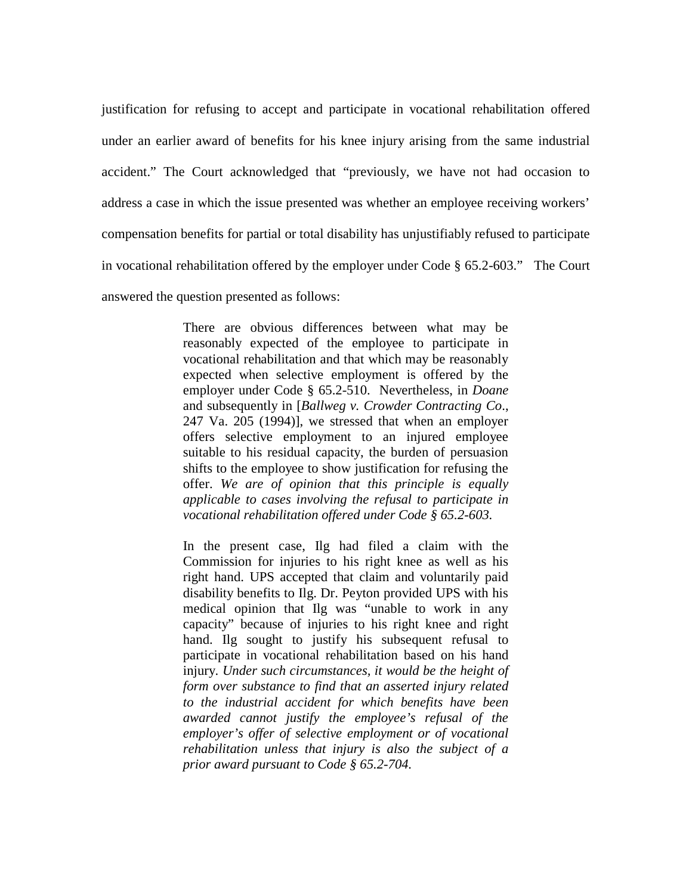justification for refusing to accept and participate in vocational rehabilitation offered under an earlier award of benefits for his knee injury arising from the same industrial accident." The Court acknowledged that "previously, we have not had occasion to address a case in which the issue presented was whether an employee receiving workers' compensation benefits for partial or total disability has unjustifiably refused to participate in vocational rehabilitation offered by the employer under Code § 65.2-603." The Court answered the question presented as follows:

> There are obvious differences between what may be reasonably expected of the employee to participate in vocational rehabilitation and that which may be reasonably expected when selective employment is offered by the employer under Code § 65.2-510. Nevertheless, in *Doane* and subsequently in [*Ballweg v. Crowder Contracting Co*., 247 Va. 205 (1994)], we stressed that when an employer offers selective employment to an injured employee suitable to his residual capacity, the burden of persuasion shifts to the employee to show justification for refusing the offer. *We are of opinion that this principle is equally applicable to cases involving the refusal to participate in vocational rehabilitation offered under Code § 65.2-603.*
>
> In the present case, Ilg had filed a claim with the Commission for injuries to his right knee as well as his right hand. UPS accepted that claim and voluntarily paid disability benefits to Ilg. Dr. Peyton provided UPS with his medical opinion that Ilg was "unable to work in any capacity" because of injuries to his right knee and right hand. Ilg sought to justify his subsequent refusal to participate in vocational rehabilitation based on his hand injury. *Under such circumstances, it would be the height of form over substance to find that an asserted injury related to the industrial accident for which benefits have been awarded cannot justify the employee's refusal of the employer's offer of selective employment or of vocational rehabilitation unless that injury is also the subject of a prior award pursuant to Code § 65.2-704.*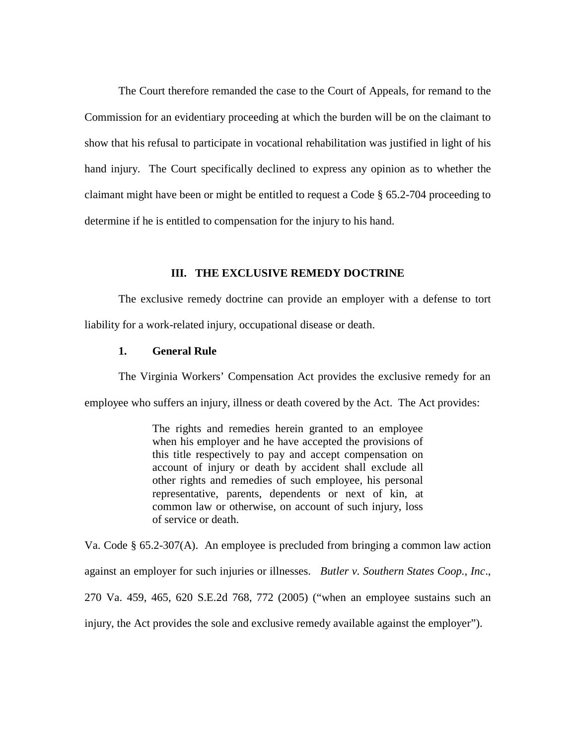The Court therefore remanded the case to the Court of Appeals, for remand to the Commission for an evidentiary proceeding at which the burden will be on the claimant to show that his refusal to participate in vocational rehabilitation was justified in light of his hand injury. The Court specifically declined to express any opinion as to whether the claimant might have been or might be entitled to request a Code § 65.2-704 proceeding to determine if he is entitled to compensation for the injury to his hand.

## III. THE EXCLUSIVE REMEDY DOCTRINE

The exclusive remedy doctrine can provide an employer with a defense to tort liability for a work-related injury, occupational disease or death.

### 1. General Rule

The Virginia Workers' Compensation Act provides the exclusive remedy for an employee who suffers an injury, illness or death covered by the Act. The Act provides:

> The rights and remedies herein granted to an employee when his employer and he have accepted the provisions of this title respectively to pay and accept compensation on account of injury or death by accident shall exclude all other rights and remedies of such employee, his personal representative, parents, dependents or next of kin, at common law or otherwise, on account of such injury, loss of service or death.

Va. Code § 65.2-307(A). An employee is precluded from bringing a common law action against an employer for such injuries or illnesses. *Butler v. Southern States Coop., Inc*., 270 Va. 459, 465, 620 S.E.2d 768, 772 (2005) ("when an employee sustains such an injury, the Act provides the sole and exclusive remedy available against the employer").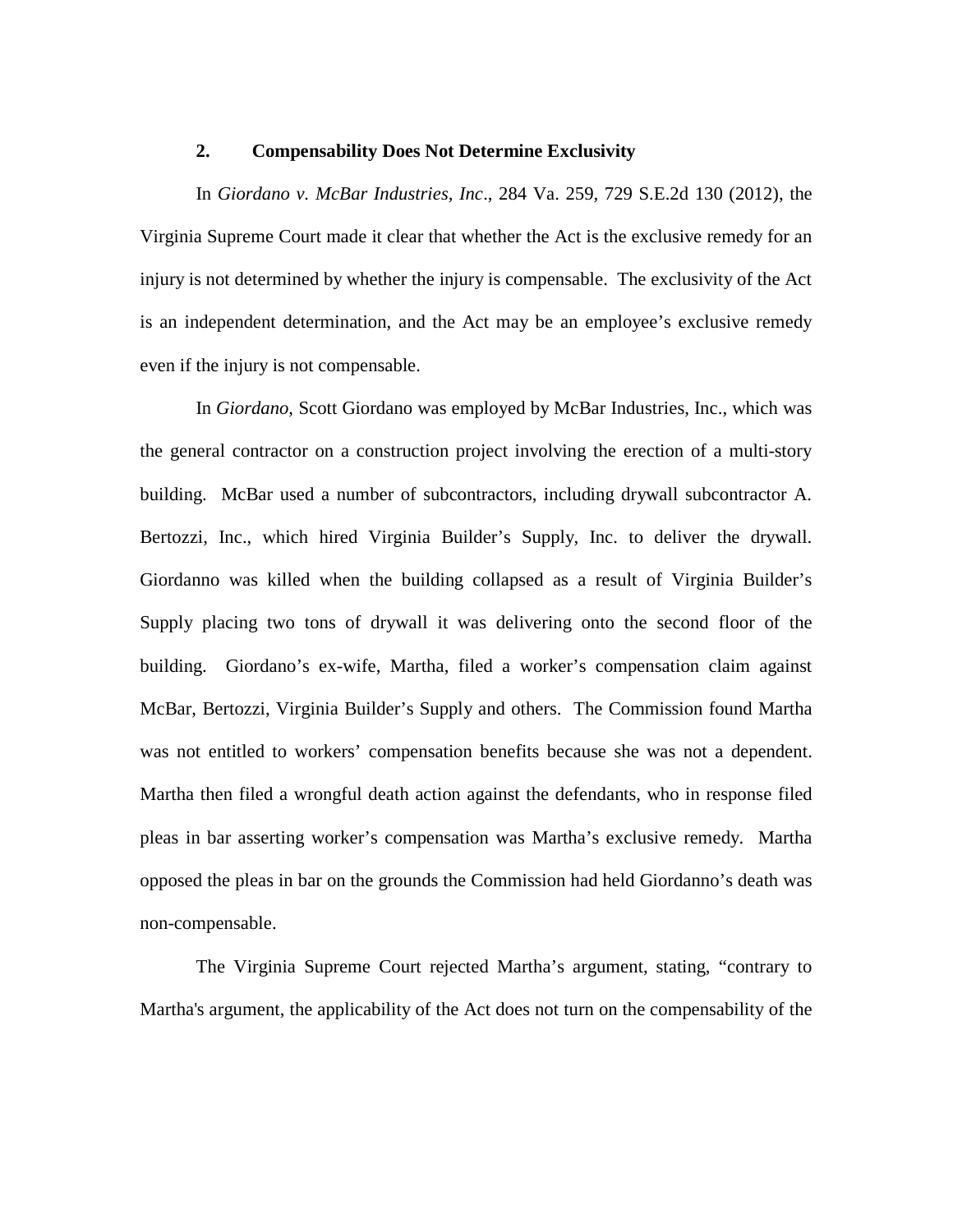### 2. Compensability Does Not Determine Exclusivity

In *Giordano v. McBar Industries, Inc*., 284 Va. 259, 729 S.E.2d 130 (2012), the Virginia Supreme Court made it clear that whether the Act is the exclusive remedy for an injury is not determined by whether the injury is compensable. The exclusivity of the Act is an independent determination, and the Act may be an employee's exclusive remedy even if the injury is not compensable.

In *Giordano*, Scott Giordano was employed by McBar Industries, Inc., which was the general contractor on a construction project involving the erection of a multi-story building. McBar used a number of subcontractors, including drywall subcontractor A. Bertozzi, Inc., which hired Virginia Builder's Supply, Inc. to deliver the drywall. Giordanno was killed when the building collapsed as a result of Virginia Builder's Supply placing two tons of drywall it was delivering onto the second floor of the building. Giordano's ex-wife, Martha, filed a worker's compensation claim against McBar, Bertozzi, Virginia Builder's Supply and others. The Commission found Martha was not entitled to workers' compensation benefits because she was not a dependent. Martha then filed a wrongful death action against the defendants, who in response filed pleas in bar asserting worker's compensation was Martha's exclusive remedy. Martha opposed the pleas in bar on the grounds the Commission had held Giordanno's death was non-compensable.

The Virginia Supreme Court rejected Martha's argument, stating, "contrary to Martha's argument, the applicability of the Act does not turn on the compensability of the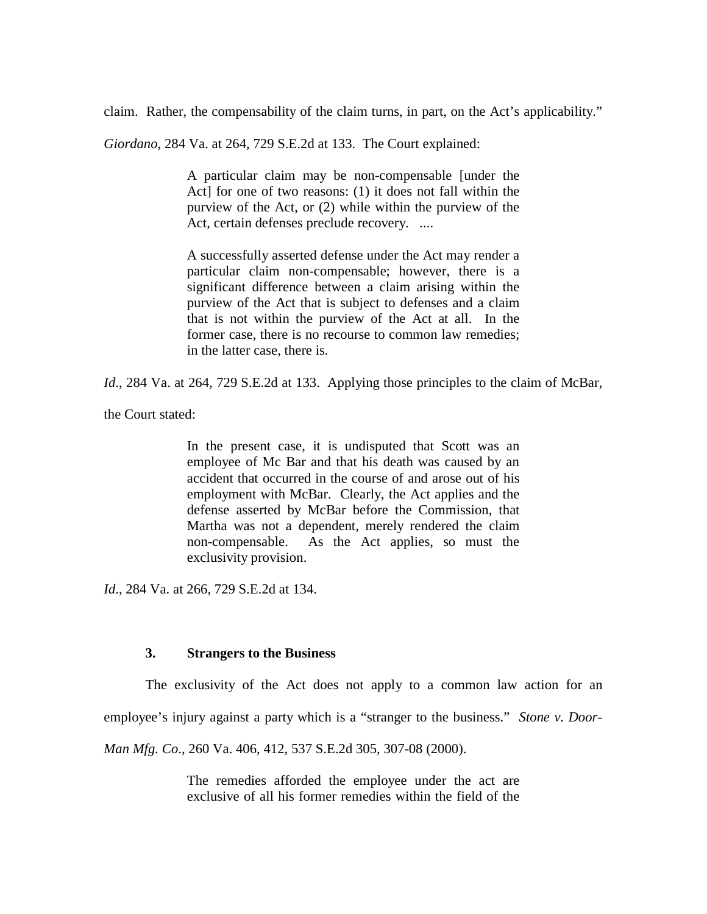claim. Rather, the compensability of the claim turns, in part, on the Act's applicability."

*Giordano*, 284 Va. at 264, 729 S.E.2d at 133. The Court explained:

> A particular claim may be non-compensable [under the Act] for one of two reasons: (1) it does not fall within the purview of the Act, or (2) while within the purview of the Act, certain defenses preclude recovery. ....
>
> A successfully asserted defense under the Act may render a particular claim non-compensable; however, there is a significant difference between a claim arising within the purview of the Act that is subject to defenses and a claim that is not within the purview of the Act at all. In the former case, there is no recourse to common law remedies; in the latter case, there is.

*Id.*, 284 Va. at 264, 729 S.E.2d at 133. Applying those principles to the claim of McBar, the Court stated:

> In the present case, it is undisputed that Scott was an employee of Mc Bar and that his death was caused by an accident that occurred in the course of and arose out of his employment with McBar. Clearly, the Act applies and the defense asserted by McBar before the Commission, that Martha was not a dependent, merely rendered the claim non-compensable. As the Act applies, so must the exclusivity provision.

*Id.*, 284 Va. at 266, 729 S.E.2d at 134.

### 3. Strangers to the Business

The exclusivity of the Act does not apply to a common law action for an employee's injury against a party which is a "stranger to the business." *Stone v. Door-Man Mfg. Co.*, 260 Va. 406, 412, 537 S.E.2d 305, 307-08 (2000).

> The remedies afforded the employee under the act are exclusive of all his former remedies within the field of the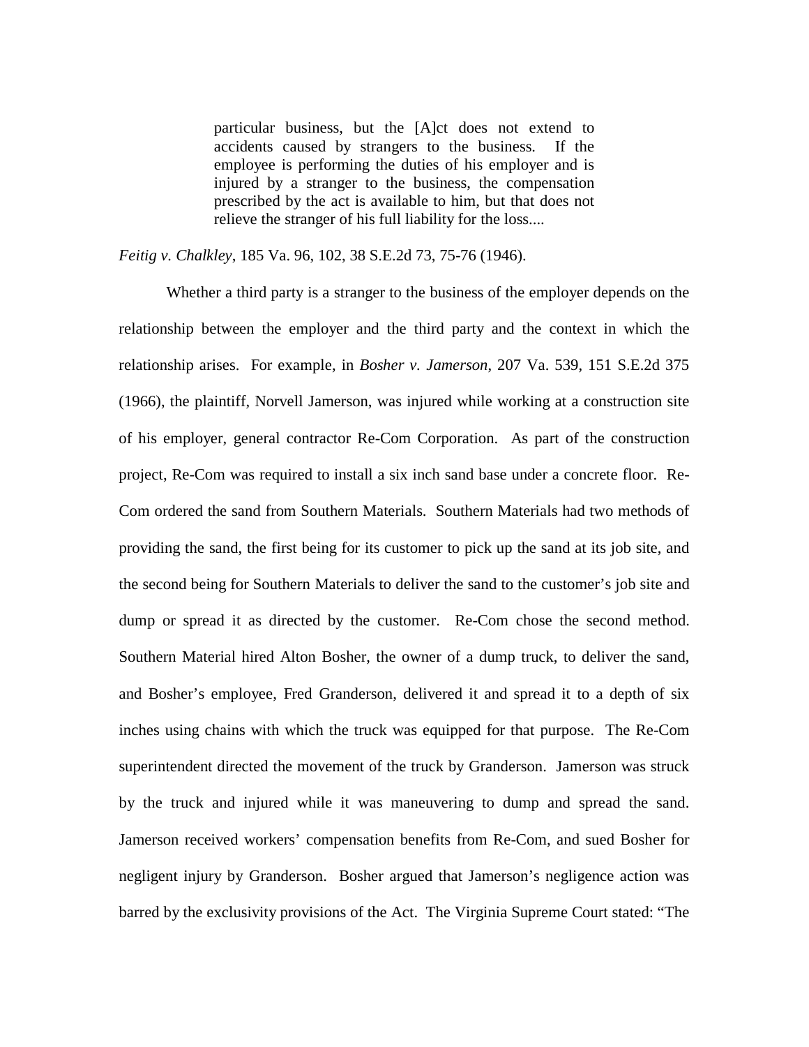> particular business, but the [A]ct does not extend to accidents caused by strangers to the business. If the employee is performing the duties of his employer and is injured by a stranger to the business, the compensation prescribed by the act is available to him, but that does not relieve the stranger of his full liability for the loss....

*Feitig v. Chalkley*, 185 Va. 96, 102, 38 S.E.2d 73, 75-76 (1946).

Whether a third party is a stranger to the business of the employer depends on the relationship between the employer and the third party and the context in which the relationship arises. For example, in *Bosher v. Jamerson*, 207 Va. 539, 151 S.E.2d 375 (1966), the plaintiff, Norvell Jamerson, was injured while working at a construction site of his employer, general contractor Re-Com Corporation. As part of the construction project, Re-Com was required to install a six inch sand base under a concrete floor. Re-Com ordered the sand from Southern Materials. Southern Materials had two methods of providing the sand, the first being for its customer to pick up the sand at its job site, and the second being for Southern Materials to deliver the sand to the customer's job site and dump or spread it as directed by the customer. Re-Com chose the second method. Southern Material hired Alton Bosher, the owner of a dump truck, to deliver the sand, and Bosher's employee, Fred Granderson, delivered it and spread it to a depth of six inches using chains with which the truck was equipped for that purpose. The Re-Com superintendent directed the movement of the truck by Granderson. Jamerson was struck by the truck and injured while it was maneuvering to dump and spread the sand. Jamerson received workers' compensation benefits from Re-Com, and sued Bosher for negligent injury by Granderson. Bosher argued that Jamerson's negligence action was barred by the exclusivity provisions of the Act. The Virginia Supreme Court stated: "The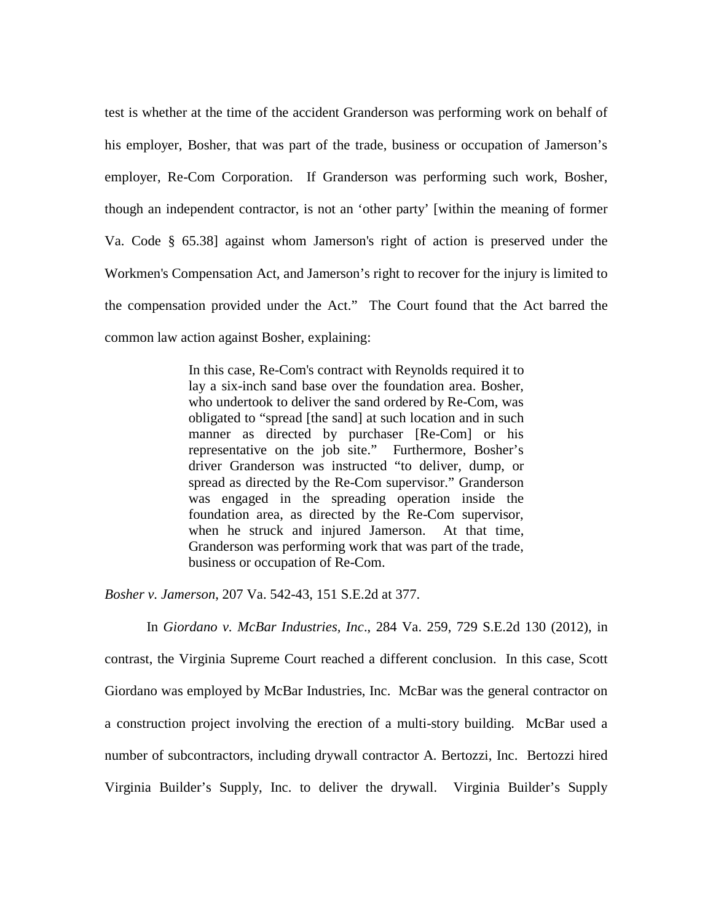test is whether at the time of the accident Granderson was performing work on behalf of his employer, Bosher, that was part of the trade, business or occupation of Jamerson's employer, Re-Com Corporation. If Granderson was performing such work, Bosher, though an independent contractor, is not an 'other party' [within the meaning of former Va. Code § 65.38] against whom Jamerson's right of action is preserved under the Workmen's Compensation Act, and Jamerson's right to recover for the injury is limited to the compensation provided under the Act." The Court found that the Act barred the common law action against Bosher, explaining:

> In this case, Re-Com's contract with Reynolds required it to lay a six-inch sand base over the foundation area. Bosher, who undertook to deliver the sand ordered by Re-Com, was obligated to "spread [the sand] at such location and in such manner as directed by purchaser [Re-Com] or his representative on the job site." Furthermore, Bosher's driver Granderson was instructed "to deliver, dump, or spread as directed by the Re-Com supervisor." Granderson was engaged in the spreading operation inside the foundation area, as directed by the Re-Com supervisor, when he struck and injured Jamerson. At that time, Granderson was performing work that was part of the trade, business or occupation of Re-Com.

*Bosher v. Jamerson*, 207 Va. 542-43, 151 S.E.2d at 377.

In *Giordano v. McBar Industries, Inc*., 284 Va. 259, 729 S.E.2d 130 (2012), in contrast, the Virginia Supreme Court reached a different conclusion. In this case, Scott Giordano was employed by McBar Industries, Inc. McBar was the general contractor on a construction project involving the erection of a multi-story building. McBar used a number of subcontractors, including drywall contractor A. Bertozzi, Inc. Bertozzi hired Virginia Builder's Supply, Inc. to deliver the drywall. Virginia Builder's Supply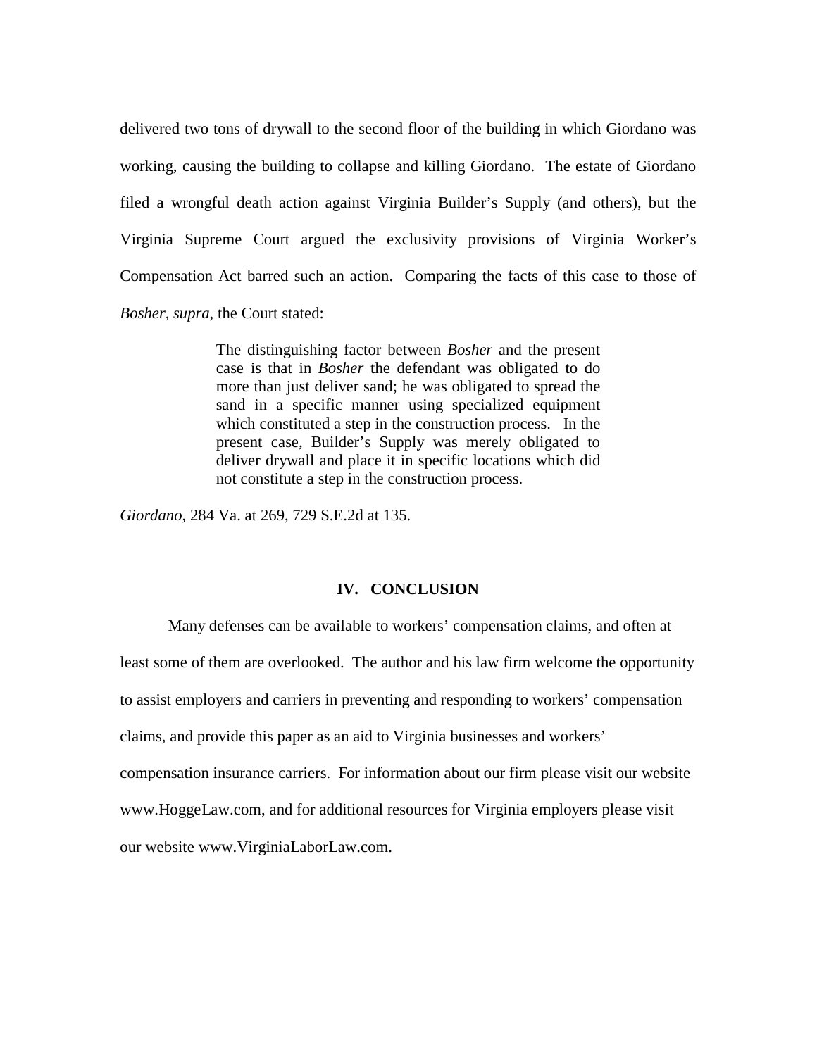delivered two tons of drywall to the second floor of the building in which Giordano was working, causing the building to collapse and killing Giordano. The estate of Giordano filed a wrongful death action against Virginia Builder's Supply (and others), but the Virginia Supreme Court argued the exclusivity provisions of Virginia Worker's Compensation Act barred such an action. Comparing the facts of this case to those of *Bosher, supra*, the Court stated:

> The distinguishing factor between *Bosher* and the present case is that in *Bosher* the defendant was obligated to do more than just deliver sand; he was obligated to spread the sand in a specific manner using specialized equipment which constituted a step in the construction process. In the present case, Builder's Supply was merely obligated to deliver drywall and place it in specific locations which did not constitute a step in the construction process.

*Giordano*, 284 Va. at 269, 729 S.E.2d at 135.

## IV. CONCLUSION

Many defenses can be available to workers' compensation claims, and often at least some of them are overlooked. The author and his law firm welcome the opportunity to assist employers and carriers in preventing and responding to workers' compensation claims, and provide this paper as an aid to Virginia businesses and workers' compensation insurance carriers. For information about our firm please visit our website www.HoggeLaw.com, and for additional resources for Virginia employers please visit our website www.VirginiaLaborLaw.com.